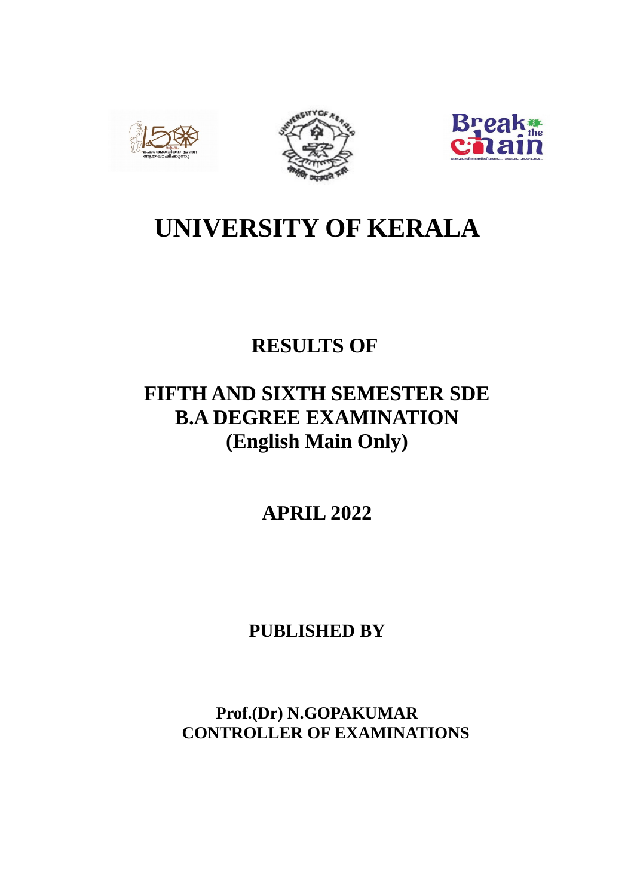# UNIVERSITY OF KERALA

## RESULTS OF

## FIFTH AND SIXTH SEMESTER SDE
## B.A DEGREE EXAMINATION
## (English Main Only)

## APRIL 2022

**PUBLISHED BY**

**Prof.(Dr) N.GOPAKUMAR**
**CONTROLLER OF EXAMINATIONS**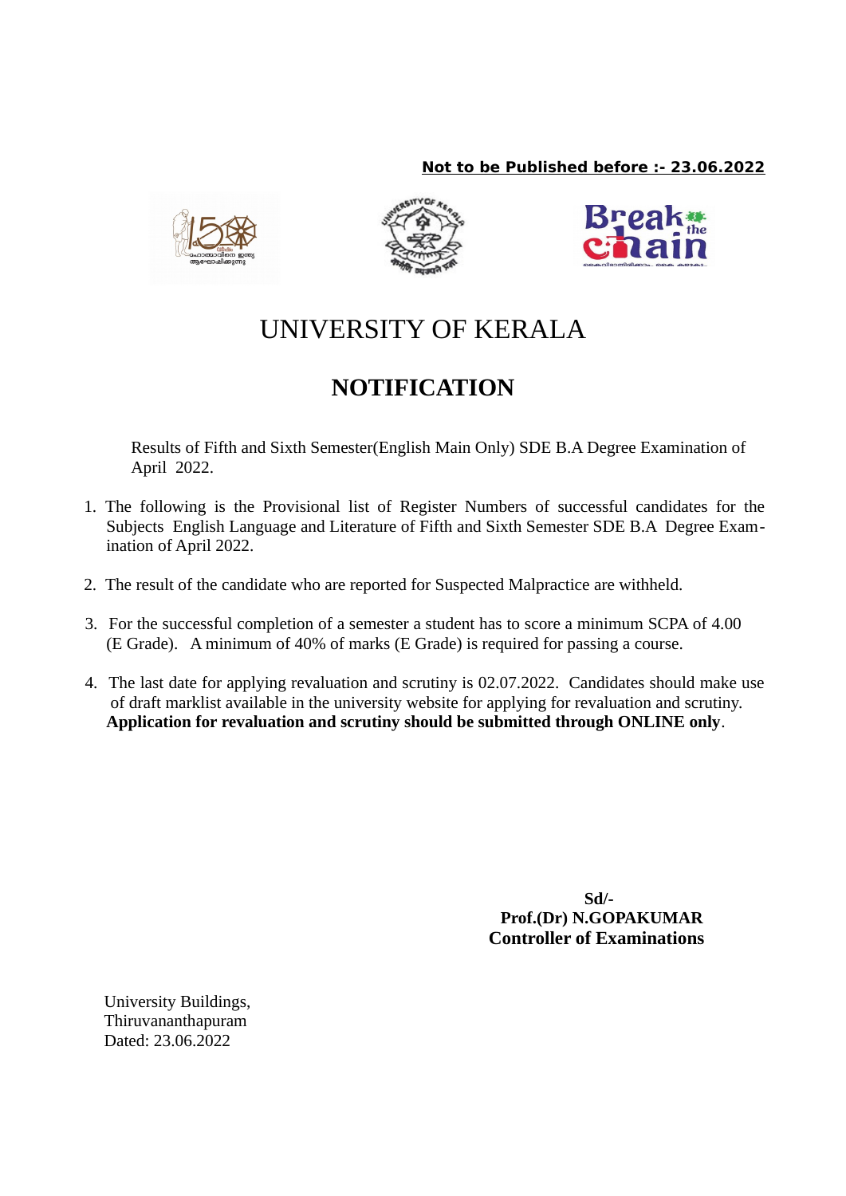**Not to be Published before :- 23.06.2022**

# UNIVERSITY OF KERALA

## NOTIFICATION

Results of Fifth and Sixth Semester(English Main Only) SDE B.A Degree Examination of April 2022.

1. The following is the Provisional list of Register Numbers of successful candidates for the Subjects English Language and Literature of Fifth and Sixth Semester SDE B.A Degree Examination of April 2022.

2. The result of the candidate who are reported for Suspected Malpractice are withheld.

3. For the successful completion of a semester a student has to score a minimum SCPA of 4.00 (E Grade). A minimum of 40% of marks (E Grade) is required for passing a course.

4. The last date for applying revaluation and scrutiny is 02.07.2022. Candidates should make use of draft marklist available in the university website for applying for revaluation and scrutiny. **Application for revaluation and scrutiny should be submitted through ONLINE only**.

**Sd/-**
**Prof.(Dr) N.GOPAKUMAR**
**Controller of Examinations**

University Buildings,
Thiruvananthapuram
Dated: 23.06.2022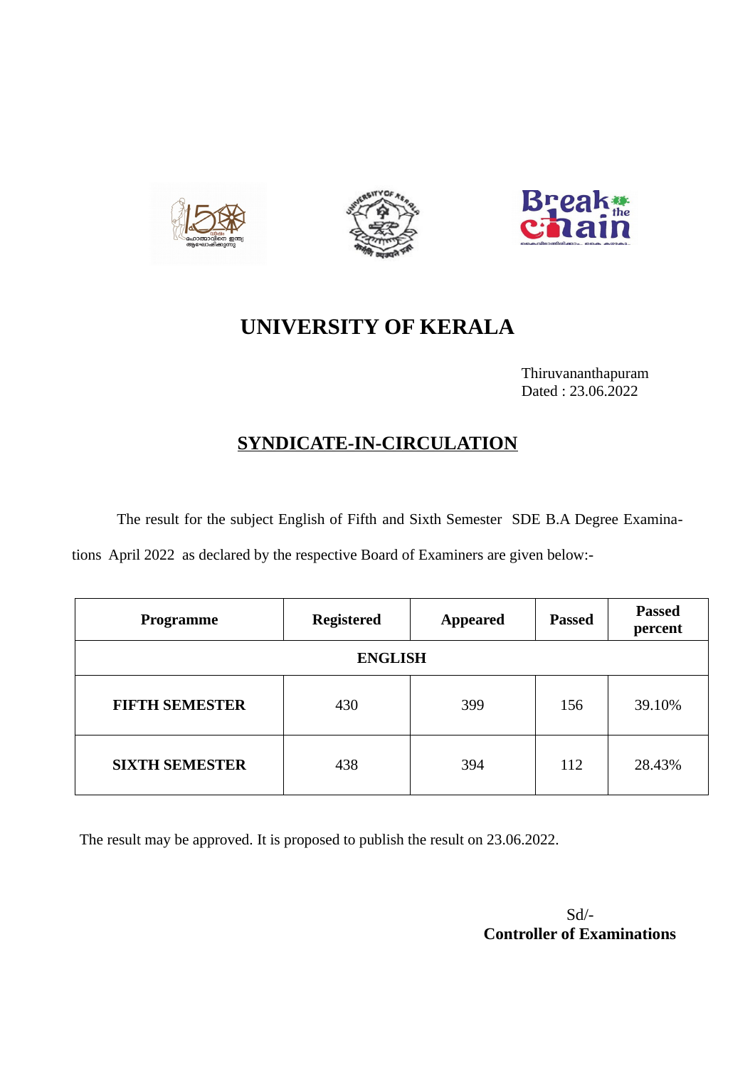# UNIVERSITY OF KERALA

Thiruvananthapuram
Dated : 23.06.2022

## SYNDICATE-IN-CIRCULATION

The result for the subject English of Fifth and Sixth Semester SDE B.A Degree Examinations April 2022 as declared by the respective Board of Examiners are given below:-

| Programme | Registered | Appeared | Passed | Passed percent |
|---|---|---|---|---|
| **ENGLISH** | | | | |
| **FIFTH SEMESTER** | 430 | 399 | 156 | 39.10% |
| **SIXTH SEMESTER** | 438 | 394 | 112 | 28.43% |

The result may be approved. It is proposed to publish the result on 23.06.2022.

Sd/-
**Controller of Examinations**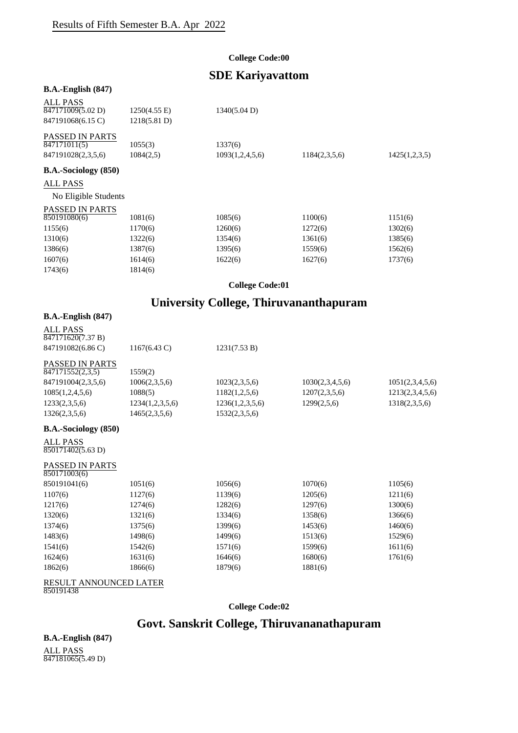# Results of Fifth Semester B.A. Apr 2022

**College Code:00**

## SDE Kariyavattom

**B.A.-English (847)**

ALL PASS

| | | | | |
|---|---|---|---|---|
| 847171009(5.02 D) | 1250(4.55 E) | 1340(5.04 D) | | |
| 847191068(6.15 C) | 1218(5.81 D) | | | |

PASSED IN PARTS

| | | | | |
|---|---|---|---|---|
| 847171011(5) | 1055(3) | 1337(6) | | |
| 847191028(2,3,5,6) | 1084(2,5) | 1093(1,2,4,5,6) | 1184(2,3,5,6) | 1425(1,2,3,5) |

**B.A.-Sociology (850)**

ALL PASS

No Eligible Students

PASSED IN PARTS

| | | | | |
|---|---|---|---|---|
| 850191080(6) | 1081(6) | 1085(6) | 1100(6) | 1151(6) |
| 1155(6) | 1170(6) | 1260(6) | 1272(6) | 1302(6) |
| 1310(6) | 1322(6) | 1354(6) | 1361(6) | 1385(6) |
| 1386(6) | 1387(6) | 1395(6) | 1559(6) | 1562(6) |
| 1607(6) | 1614(6) | 1622(6) | 1627(6) | 1737(6) |
| 1743(6) | 1814(6) | | | |

**College Code:01**

## University College, Thiruvananthapuram

**B.A.-English (847)**

ALL PASS

| | | | | |
|---|---|---|---|---|
| 847171620(7.37 B) | | | | |
| 847191082(6.86 C) | 1167(6.43 C) | 1231(7.53 B) | | |

PASSED IN PARTS

| | | | | |
|---|---|---|---|---|
| 847171552(2,3,5) | 1559(2) | | | |
| 847191004(2,3,5,6) | 1006(2,3,5,6) | 1023(2,3,5,6) | 1030(2,3,4,5,6) | 1051(2,3,4,5,6) |
| 1085(1,2,4,5,6) | 1088(5) | 1182(1,2,5,6) | 1207(2,3,5,6) | 1213(2,3,4,5,6) |
| 1233(2,3,5,6) | 1234(1,2,3,5,6) | 1236(1,2,3,5,6) | 1299(2,5,6) | 1318(2,3,5,6) |
| 1326(2,3,5,6) | 1465(2,3,5,6) | 1532(2,3,5,6) | | |

**B.A.-Sociology (850)**

ALL PASS

850171402(5.63 D)

PASSED IN PARTS

| | | | | |
|---|---|---|---|---|
| 850171003(6) | | | | |
| 850191041(6) | 1051(6) | 1056(6) | 1070(6) | 1105(6) |
| 1107(6) | 1127(6) | 1139(6) | 1205(6) | 1211(6) |
| 1217(6) | 1274(6) | 1282(6) | 1297(6) | 1300(6) |
| 1320(6) | 1321(6) | 1334(6) | 1358(6) | 1366(6) |
| 1374(6) | 1375(6) | 1399(6) | 1453(6) | 1460(6) |
| 1483(6) | 1498(6) | 1499(6) | 1513(6) | 1529(6) |
| 1541(6) | 1542(6) | 1571(6) | 1599(6) | 1611(6) |
| 1624(6) | 1631(6) | 1646(6) | 1680(6) | 1761(6) |
| 1862(6) | 1866(6) | 1879(6) | 1881(6) | |

RESULT ANNOUNCED LATER

850191438

**College Code:02**

## Govt. Sanskrit College, Thiruvananathapuram

**B.A.-English (847)**

ALL PASS

847181065(5.49 D)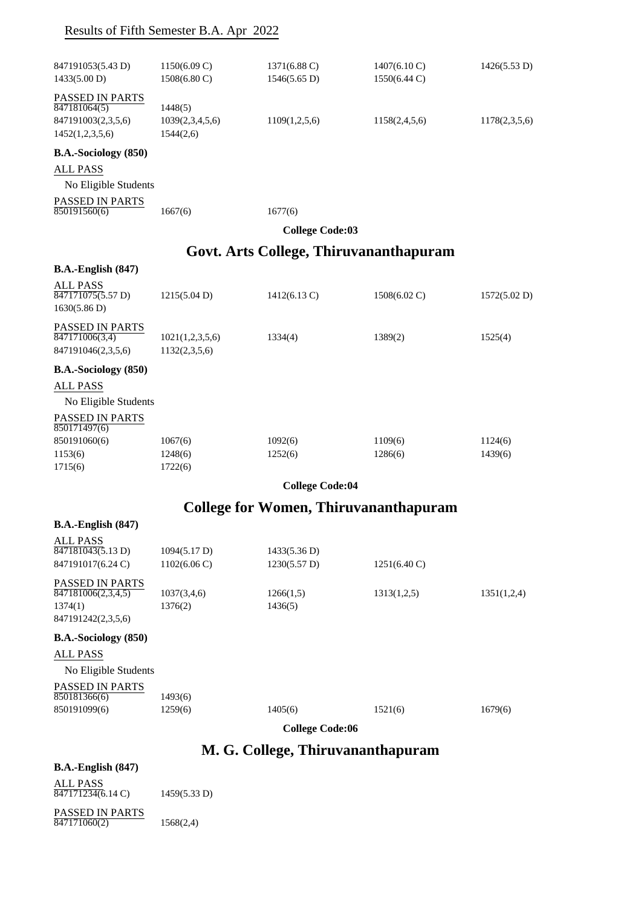Results of Fifth Semester B.A. Apr 2022

847191053(5.43 D) 1150(6.09 C) 1371(6.88 C) 1407(6.10 C) 1426(5.53 D)
1433(5.00 D) 1508(6.80 C) 1546(5.65 D) 1550(6.44 C)

PASSED IN PARTS

847181064(5) 1448(5)
847191003(2,3,5,6) 1039(2,3,4,5,6) 1109(1,2,5,6) 1158(2,4,5,6) 1178(2,3,5,6)
1452(1,2,3,5,6) 1544(2,6)

**B.A.-Sociology (850)**

ALL PASS

No Eligible Students

PASSED IN PARTS

850191560(6) 1667(6) 1677(6)

**College Code:03**

## Govt. Arts College, Thiruvananthapuram

**B.A.-English (847)**

ALL PASS

847171075(5.57 D) 1215(5.04 D) 1412(6.13 C) 1508(6.02 C) 1572(5.02 D)
1630(5.86 D)

PASSED IN PARTS

847171006(3,4) 1021(1,2,3,5,6) 1334(4) 1389(2) 1525(4)
847191046(2,3,5,6) 1132(2,3,5,6)

**B.A.-Sociology (850)**

ALL PASS

No Eligible Students

PASSED IN PARTS

850171497(6)
850191060(6) 1067(6) 1092(6) 1109(6) 1124(6)
1153(6) 1248(6) 1252(6) 1286(6) 1439(6)
1715(6) 1722(6)

**College Code:04**

## College for Women, Thiruvananthapuram

**B.A.-English (847)**

ALL PASS

847181043(5.13 D) 1094(5.17 D) 1433(5.36 D)
847191017(6.24 C) 1102(6.06 C) 1230(5.57 D) 1251(6.40 C)

PASSED IN PARTS

847181006(2,3,4,5) 1037(3,4,6) 1266(1,5) 1313(1,2,5) 1351(1,2,4)
1374(1) 1376(2) 1436(5)
847191242(2,3,5,6)

**B.A.-Sociology (850)**

ALL PASS

No Eligible Students

PASSED IN PARTS

850181366(6) 1493(6)
850191099(6) 1259(6) 1405(6) 1521(6) 1679(6)

**College Code:06**

## M. G. College, Thiruvananthapuram

**B.A.-English (847)**

ALL PASS

847171234(6.14 C) 1459(5.33 D)

PASSED IN PARTS

847171060(2) 1568(2,4)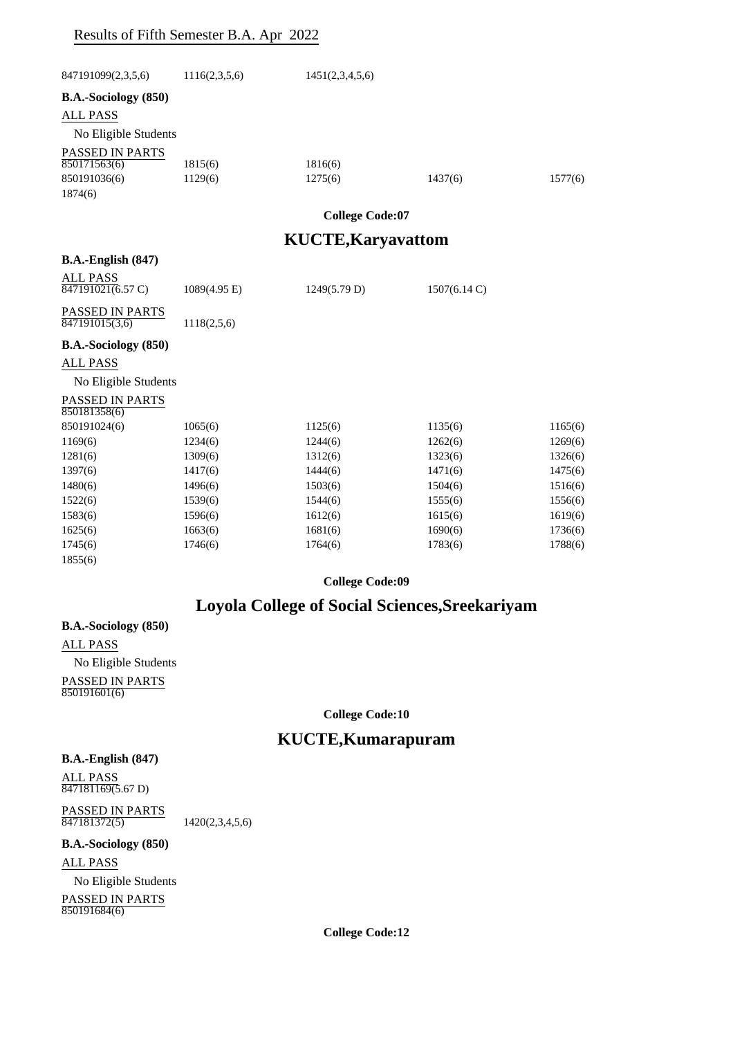847191099(2,3,5,6) 1116(2,3,5,6) 1451(2,3,4,5,6)

**B.A.-Sociology (850)**

ALL PASS

No Eligible Students

PASSED IN PARTS

| | | | | |
|---|---|---|---|---|
| 850171563(6) | 1815(6) | 1816(6) | | |
| 850191036(6) | 1129(6) | 1275(6) | 1437(6) | 1577(6) |
| 1874(6) | | | | |

**College Code:07**

## KUCTE,Karyavattom

**B.A.-English (847)**

ALL PASS

| | | | |
|---|---|---|---|
| 847191021(6.57 C) | 1089(4.95 E) | 1249(5.79 D) | 1507(6.14 C) |

PASSED IN PARTS

847191015(3,6) 1118(2,5,6)

**B.A.-Sociology (850)**

ALL PASS

No Eligible Students

PASSED IN PARTS

| | | | | |
|---|---|---|---|---|
| 850181358(6) | | | | |
| 850191024(6) | 1065(6) | 1125(6) | 1135(6) | 1165(6) |
| 1169(6) | 1234(6) | 1244(6) | 1262(6) | 1269(6) |
| 1281(6) | 1309(6) | 1312(6) | 1323(6) | 1326(6) |
| 1397(6) | 1417(6) | 1444(6) | 1471(6) | 1475(6) |
| 1480(6) | 1496(6) | 1503(6) | 1504(6) | 1516(6) |
| 1522(6) | 1539(6) | 1544(6) | 1555(6) | 1556(6) |
| 1583(6) | 1596(6) | 1612(6) | 1615(6) | 1619(6) |
| 1625(6) | 1663(6) | 1681(6) | 1690(6) | 1736(6) |
| 1745(6) | 1746(6) | 1764(6) | 1783(6) | 1788(6) |
| 1855(6) | | | | |

**College Code:09**

## Loyola College of Social Sciences,Sreekariyam

**B.A.-Sociology (850)**

ALL PASS

No Eligible Students

PASSED IN PARTS

850191601(6)

**College Code:10**

## KUCTE,Kumarapuram

**B.A.-English (847)**

ALL PASS

847181169(5.67 D)

PASSED IN PARTS

847181372(5) 1420(2,3,4,5,6)

**B.A.-Sociology (850)**

ALL PASS

No Eligible Students

PASSED IN PARTS

850191684(6)

**College Code:12**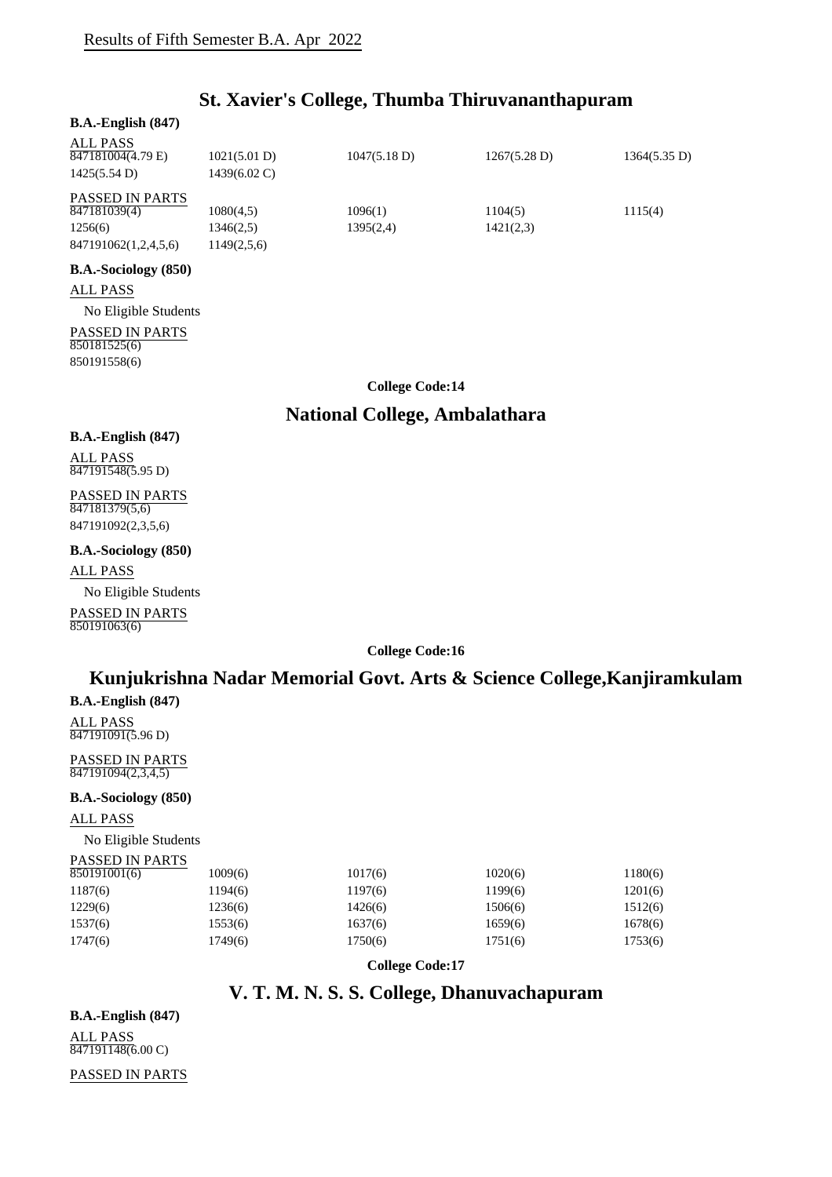Results of Fifth Semester B.A. Apr 2022

## St. Xavier's College, Thumba Thiruvananthapuram

**B.A.-English (847)**

ALL PASS

| | | | | |
|---|---|---|---|---|
| 847181004(4.79 E) | 1021(5.01 D) | 1047(5.18 D) | 1267(5.28 D) | 1364(5.35 D) |
| 1425(5.54 D) | 1439(6.02 C) | | | |

PASSED IN PARTS

| | | | | |
|---|---|---|---|---|
| 847181039(4) | 1080(4,5) | 1096(1) | 1104(5) | 1115(4) |
| 1256(6) | 1346(2,5) | 1395(2,4) | 1421(2,3) | |
| 847191062(1,2,4,5,6) | 1149(2,5,6) | | | |

**B.A.-Sociology (850)**

ALL PASS

No Eligible Students

PASSED IN PARTS

850181525(6)

850191558(6)

**College Code:14**

## National College, Ambalathara

**B.A.-English (847)**

ALL PASS

847191548(5.95 D)

PASSED IN PARTS

847181379(5,6)

847191092(2,3,5,6)

**B.A.-Sociology (850)**

ALL PASS

No Eligible Students

PASSED IN PARTS

850191063(6)

**College Code:16**

## Kunjukrishna Nadar Memorial Govt. Arts & Science College,Kanjiramkulam

**B.A.-English (847)**

ALL PASS

847191091(5.96 D)

PASSED IN PARTS

847191094(2,3,4,5)

**B.A.-Sociology (850)**

ALL PASS

No Eligible Students

PASSED IN PARTS

| | | | | |
|---|---|---|---|---|
| 850191001(6) | 1009(6) | 1017(6) | 1020(6) | 1180(6) |
| 1187(6) | 1194(6) | 1197(6) | 1199(6) | 1201(6) |
| 1229(6) | 1236(6) | 1426(6) | 1506(6) | 1512(6) |
| 1537(6) | 1553(6) | 1637(6) | 1659(6) | 1678(6) |
| 1747(6) | 1749(6) | 1750(6) | 1751(6) | 1753(6) |

**College Code:17**

## V. T. M. N. S. S. College, Dhanuvachapuram

**B.A.-English (847)**

ALL PASS

847191148(6.00 C)

PASSED IN PARTS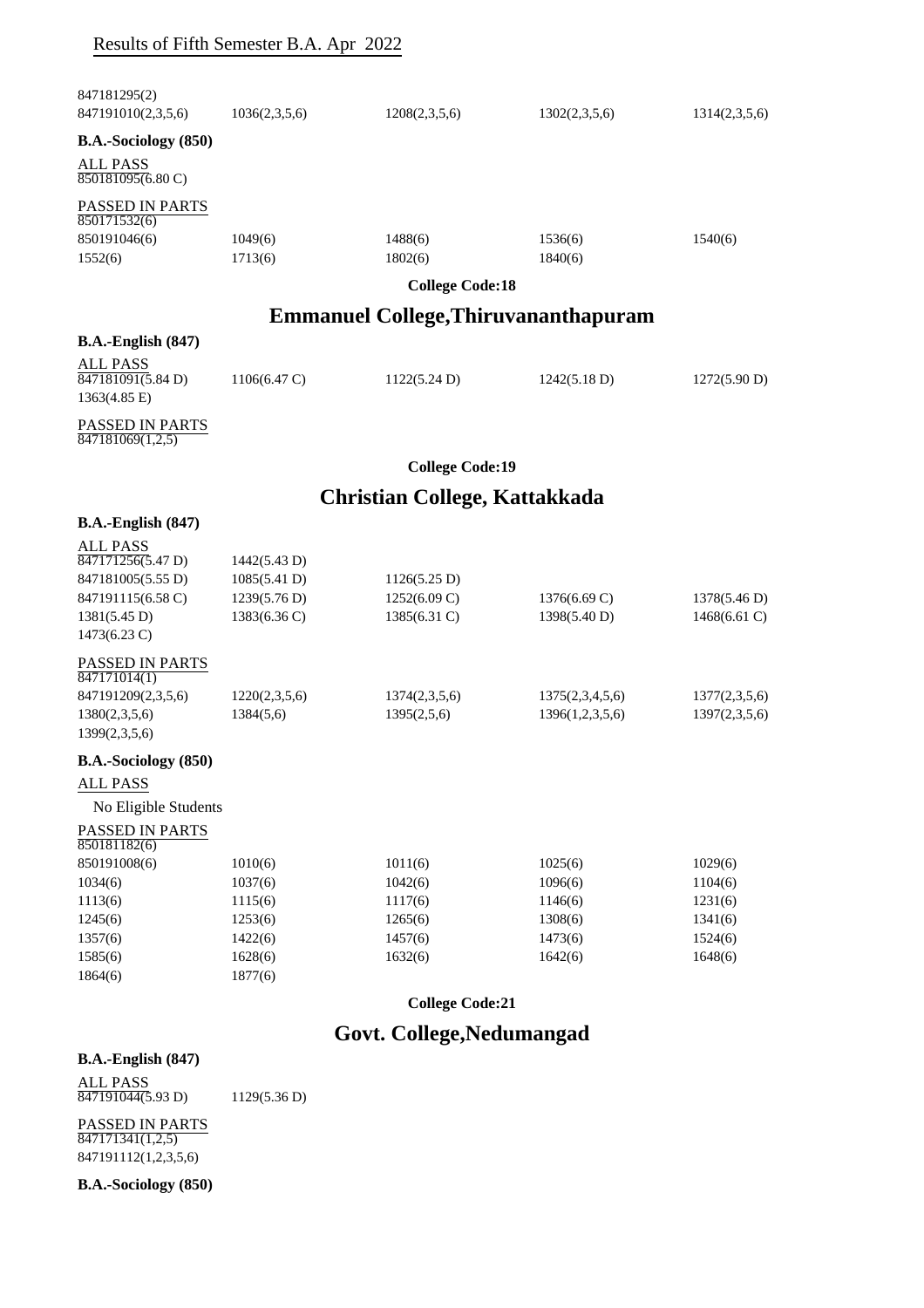847181295(2)

| | | | | |
|---|---|---|---|---|
| 847191010(2,3,5,6) | 1036(2,3,5,6) | 1208(2,3,5,6) | 1302(2,3,5,6) | 1314(2,3,5,6) |

**B.A.-Sociology (850)**

ALL PASS

850181095(6.80 C)

PASSED IN PARTS

850171532(6)

| | | | | |
|---|---|---|---|---|
| 850191046(6) | 1049(6) | 1488(6) | 1536(6) | 1540(6) |
| 1552(6) | 1713(6) | 1802(6) | 1840(6) | |

**College Code:18**

## Emmanuel College,Thiruvananthapuram

**B.A.-English (847)**

ALL PASS

| | | | | |
|---|---|---|---|---|
| 847181091(5.84 D) | 1106(6.47 C) | 1122(5.24 D) | 1242(5.18 D) | 1272(5.90 D) |
| 1363(4.85 E) | | | | |

PASSED IN PARTS

847181069(1,2,5)

**College Code:19**

## Christian College, Kattakkada

**B.A.-English (847)**

ALL PASS

| | | | | |
|---|---|---|---|---|
| 847171256(5.47 D) | 1442(5.43 D) | | | |
| 847181005(5.55 D) | 1085(5.41 D) | 1126(5.25 D) | | |
| 847191115(6.58 C) | 1239(5.76 D) | 1252(6.09 C) | 1376(6.69 C) | 1378(5.46 D) |
| 1381(5.45 D) | 1383(6.36 C) | 1385(6.31 C) | 1398(5.40 D) | 1468(6.61 C) |
| 1473(6.23 C) | | | | |

PASSED IN PARTS

847171014(1)

| | | | | |
|---|---|---|---|---|
| 847191209(2,3,5,6) | 1220(2,3,5,6) | 1374(2,3,5,6) | 1375(2,3,4,5,6) | 1377(2,3,5,6) |
| 1380(2,3,5,6) | 1384(5,6) | 1395(2,5,6) | 1396(1,2,3,5,6) | 1397(2,3,5,6) |
| 1399(2,3,5,6) | | | | |

**B.A.-Sociology (850)**

ALL PASS

No Eligible Students

PASSED IN PARTS

850181182(6)

| | | | | |
|---|---|---|---|---|
| 850191008(6) | 1010(6) | 1011(6) | 1025(6) | 1029(6) |
| 1034(6) | 1037(6) | 1042(6) | 1096(6) | 1104(6) |
| 1113(6) | 1115(6) | 1117(6) | 1146(6) | 1231(6) |
| 1245(6) | 1253(6) | 1265(6) | 1308(6) | 1341(6) |
| 1357(6) | 1422(6) | 1457(6) | 1473(6) | 1524(6) |
| 1585(6) | 1628(6) | 1632(6) | 1642(6) | 1648(6) |
| 1864(6) | 1877(6) | | | |

**College Code:21**

## Govt. College,Nedumangad

**B.A.-English (847)**

ALL PASS

| | |
|---|---|
| 847191044(5.93 D) | 1129(5.36 D) |

PASSED IN PARTS

847171341(1,2,5)

847191112(1,2,3,5,6)

**B.A.-Sociology (850)**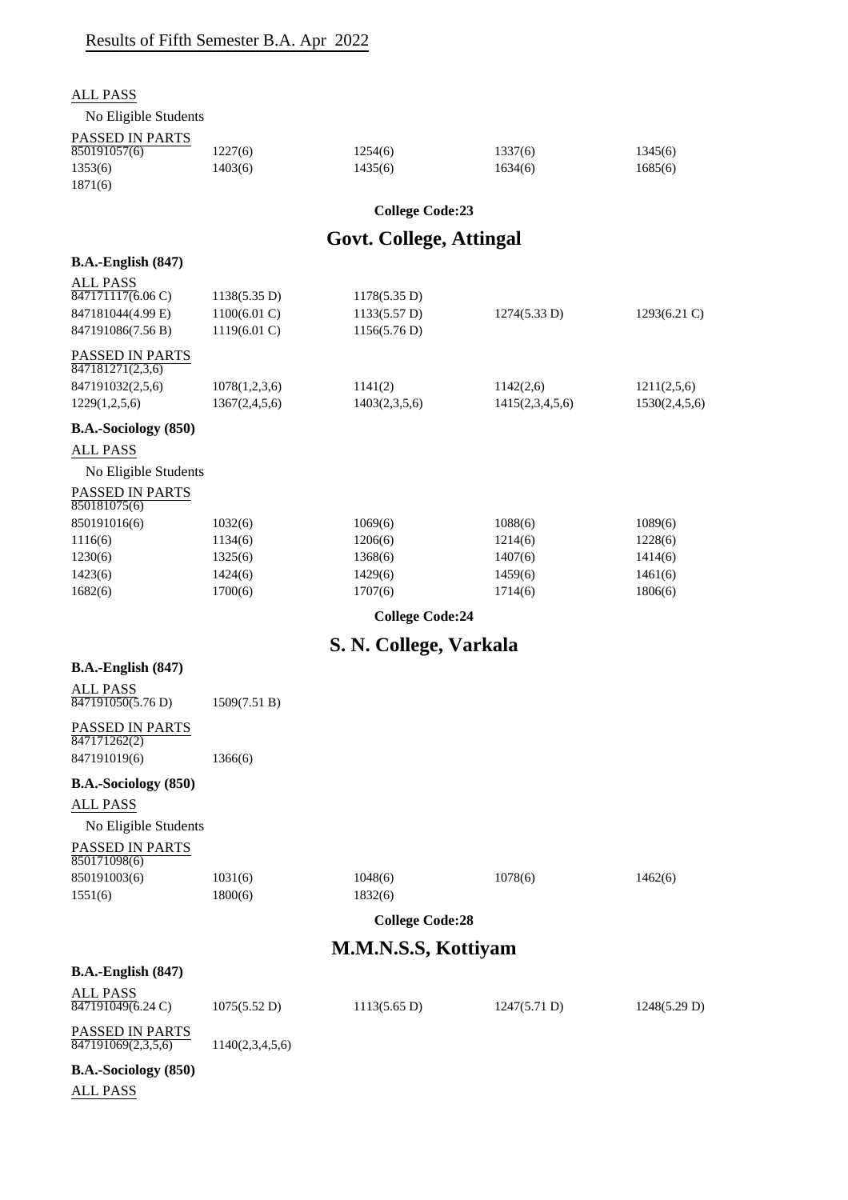Results of Fifth Semester B.A. Apr 2022

ALL PASS

No Eligible Students

PASSED IN PARTS

| | | | | |
|---|---|---|---|---|
| 850191057(6) | 1227(6) | 1254(6) | 1337(6) | 1345(6) |
| 1353(6) | 1403(6) | 1435(6) | 1634(6) | 1685(6) |
| 1871(6) | | | | |

**College Code:23**

## Govt. College, Attingal

**B.A.-English (847)**

ALL PASS

| | | | | |
|---|---|---|---|---|
| 847171117(6.06 C) | 1138(5.35 D) | 1178(5.35 D) | | |
| 847181044(4.99 E) | 1100(6.01 C) | 1133(5.57 D) | 1274(5.33 D) | 1293(6.21 C) |
| 847191086(7.56 B) | 1119(6.01 C) | 1156(5.76 D) | | |

PASSED IN PARTS

| | | | | |
|---|---|---|---|---|
| 847181271(2,3,6) | | | | |
| 847191032(2,5,6) | 1078(1,2,3,6) | 1141(2) | 1142(2,6) | 1211(2,5,6) |
| 1229(1,2,5,6) | 1367(2,4,5,6) | 1403(2,3,5,6) | 1415(2,3,4,5,6) | 1530(2,4,5,6) |

**B.A.-Sociology (850)**

ALL PASS

No Eligible Students

PASSED IN PARTS

| | | | | |
|---|---|---|---|---|
| 850181075(6) | | | | |
| 850191016(6) | 1032(6) | 1069(6) | 1088(6) | 1089(6) |
| 1116(6) | 1134(6) | 1206(6) | 1214(6) | 1228(6) |
| 1230(6) | 1325(6) | 1368(6) | 1407(6) | 1414(6) |
| 1423(6) | 1424(6) | 1429(6) | 1459(6) | 1461(6) |
| 1682(6) | 1700(6) | 1707(6) | 1714(6) | 1806(6) |

**College Code:24**

## S. N. College, Varkala

**B.A.-English (847)**

ALL PASS

| | |
|---|---|
| 847191050(5.76 D) | 1509(7.51 B) |

PASSED IN PARTS

| | |
|---|---|
| 847171262(2) | |
| 847191019(6) | 1366(6) |

**B.A.-Sociology (850)**

ALL PASS

No Eligible Students

PASSED IN PARTS

| | | | | |
|---|---|---|---|---|
| 850171098(6) | | | | |
| 850191003(6) | 1031(6) | 1048(6) | 1078(6) | 1462(6) |
| 1551(6) | 1800(6) | 1832(6) | | |

**College Code:28**

## M.M.N.S.S, Kottiyam

**B.A.-English (847)**

ALL PASS

| | | | | |
|---|---|---|---|---|
| 847191049(6.24 C) | 1075(5.52 D) | 1113(5.65 D) | 1247(5.71 D) | 1248(5.29 D) |

PASSED IN PARTS

| | |
|---|---|
| 847191069(2,3,5,6) | 1140(2,3,4,5,6) |

**B.A.-Sociology (850)**

ALL PASS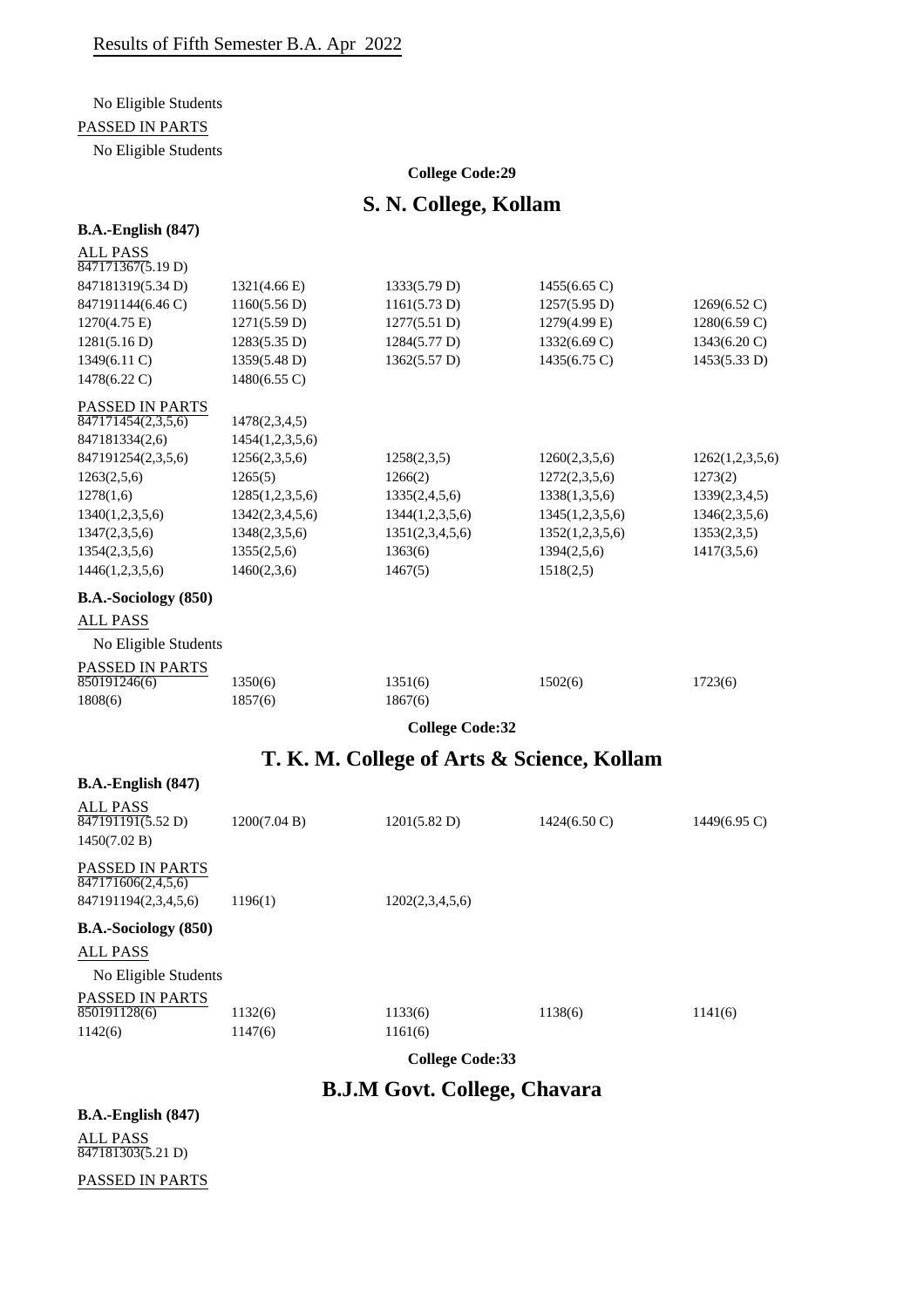Results of Fifth Semester B.A. Apr 2022

No Eligible Students

PASSED IN PARTS

No Eligible Students

**College Code:29**

## S. N. College, Kollam

**B.A.-English (847)**

ALL PASS

847171367(5.19 D)

| | | | | |
|---|---|---|---|---|
| 847181319(5.34 D) | 1321(4.66 E) | 1333(5.79 D) | 1455(6.65 C) | |
| 847191144(6.46 C) | 1160(5.56 D) | 1161(5.73 D) | 1257(5.95 D) | 1269(6.52 C) |
| 1270(4.75 E) | 1271(5.59 D) | 1277(5.51 D) | 1279(4.99 E) | 1280(6.59 C) |
| 1281(5.16 D) | 1283(5.35 D) | 1284(5.77 D) | 1332(6.69 C) | 1343(6.20 C) |
| 1349(6.11 C) | 1359(5.48 D) | 1362(5.57 D) | 1435(6.75 C) | 1453(5.33 D) |
| 1478(6.22 C) | 1480(6.55 C) | | | |

PASSED IN PARTS

| | | | | |
|---|---|---|---|---|
| 847171454(2,3,5,6) | 1478(2,3,4,5) | | | |
| 847181334(2,6) | 1454(1,2,3,5,6) | | | |
| 847191254(2,3,5,6) | 1256(2,3,5,6) | 1258(2,3,5) | 1260(2,3,5,6) | 1262(1,2,3,5,6) |
| 1263(2,5,6) | 1265(5) | 1266(2) | 1272(2,3,5,6) | 1273(2) |
| 1278(1,6) | 1285(1,2,3,5,6) | 1335(2,4,5,6) | 1338(1,3,5,6) | 1339(2,3,4,5) |
| 1340(1,2,3,5,6) | 1342(2,3,4,5,6) | 1344(1,2,3,5,6) | 1345(1,2,3,5,6) | 1346(2,3,5,6) |
| 1347(2,3,5,6) | 1348(2,3,5,6) | 1351(2,3,4,5,6) | 1352(1,2,3,5,6) | 1353(2,3,5) |
| 1354(2,3,5,6) | 1355(2,5,6) | 1363(6) | 1394(2,5,6) | 1417(3,5,6) |
| 1446(1,2,3,5,6) | 1460(2,3,6) | 1467(5) | 1518(2,5) | |

**B.A.-Sociology (850)**

ALL PASS

No Eligible Students

PASSED IN PARTS

| | | | | |
|---|---|---|---|---|
| 850191246(6) | 1350(6) | 1351(6) | 1502(6) | 1723(6) |
| 1808(6) | 1857(6) | 1867(6) | | |

**College Code:32**

## T. K. M. College of Arts & Science, Kollam

**B.A.-English (847)**

ALL PASS

| | | | | |
|---|---|---|---|---|
| 847191191(5.52 D) | 1200(7.04 B) | 1201(5.82 D) | 1424(6.50 C) | 1449(6.95 C) |
| 1450(7.02 B) | | | | |

PASSED IN PARTS

| | | |
|---|---|---|
| 847171606(2,4,5,6) | | |
| 847191194(2,3,4,5,6) | 1196(1) | 1202(2,3,4,5,6) |

**B.A.-Sociology (850)**

ALL PASS

No Eligible Students

PASSED IN PARTS

| | | | | |
|---|---|---|---|---|
| 850191128(6) | 1132(6) | 1133(6) | 1138(6) | 1141(6) |
| 1142(6) | 1147(6) | 1161(6) | | |

**College Code:33**

## B.J.M Govt. College, Chavara

**B.A.-English (847)**

ALL PASS

847181303(5.21 D)

PASSED IN PARTS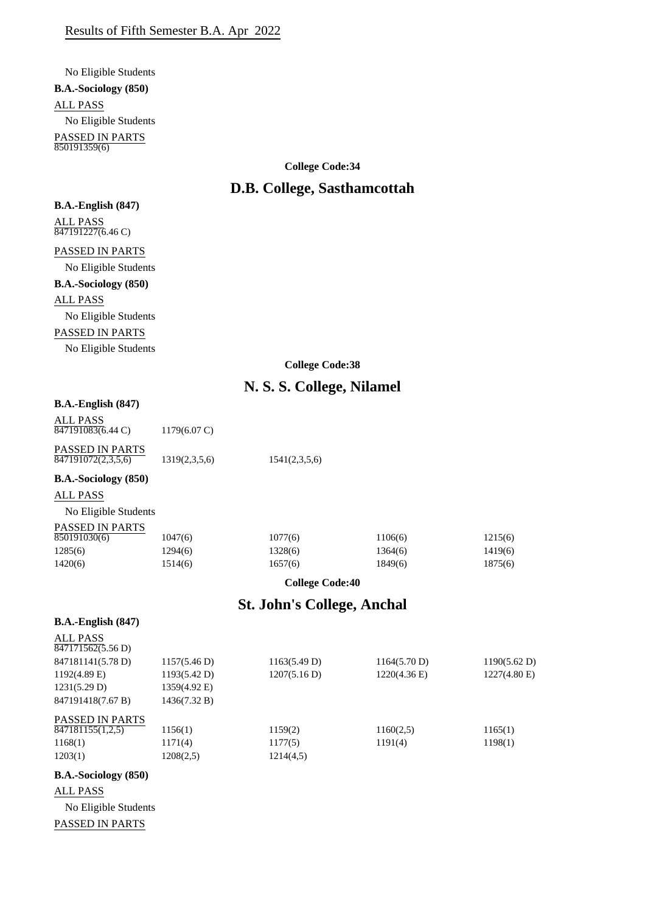Results of Fifth Semester B.A. Apr 2022

No Eligible Students

**B.A.-Sociology (850)**

ALL PASS

No Eligible Students

PASSED IN PARTS

850191359(6)

**College Code:34**

## D.B. College, Sasthamcottah

**B.A.-English (847)**

ALL PASS

847191227(6.46 C)

PASSED IN PARTS

No Eligible Students

**B.A.-Sociology (850)**

ALL PASS

No Eligible Students

PASSED IN PARTS

No Eligible Students

**College Code:38**

## N. S. S. College, Nilamel

**B.A.-English (847)**

ALL PASS

| | |
|---|---|
| 847191083(6.44 C) | 1179(6.07 C) |

PASSED IN PARTS

| | | |
|---|---|---|
| 847191072(2,3,5,6) | 1319(2,3,5,6) | 1541(2,3,5,6) |

**B.A.-Sociology (850)**

ALL PASS

No Eligible Students

PASSED IN PARTS

| | | | | |
|---|---|---|---|---|
| 850191030(6) | 1047(6) | 1077(6) | 1106(6) | 1215(6) |
| 1285(6) | 1294(6) | 1328(6) | 1364(6) | 1419(6) |
| 1420(6) | 1514(6) | 1657(6) | 1849(6) | 1875(6) |

**College Code:40**

## St. John's College, Anchal

**B.A.-English (847)**

ALL PASS

| | | | | |
|---|---|---|---|---|
| 847171562(5.56 D) | | | | |
| 847181141(5.78 D) | 1157(5.46 D) | 1163(5.49 D) | 1164(5.70 D) | 1190(5.62 D) |
| 1192(4.89 E) | 1193(5.42 D) | 1207(5.16 D) | 1220(4.36 E) | 1227(4.80 E) |
| 1231(5.29 D) | 1359(4.92 E) | | | |
| 847191418(7.67 B) | 1436(7.32 B) | | | |

PASSED IN PARTS

| | | | | |
|---|---|---|---|---|
| 847181155(1,2,5) | 1156(1) | 1159(2) | 1160(2,5) | 1165(1) |
| 1168(1) | 1171(4) | 1177(5) | 1191(4) | 1198(1) |
| 1203(1) | 1208(2,5) | 1214(4,5) | | |

**B.A.-Sociology (850)**

ALL PASS

No Eligible Students

PASSED IN PARTS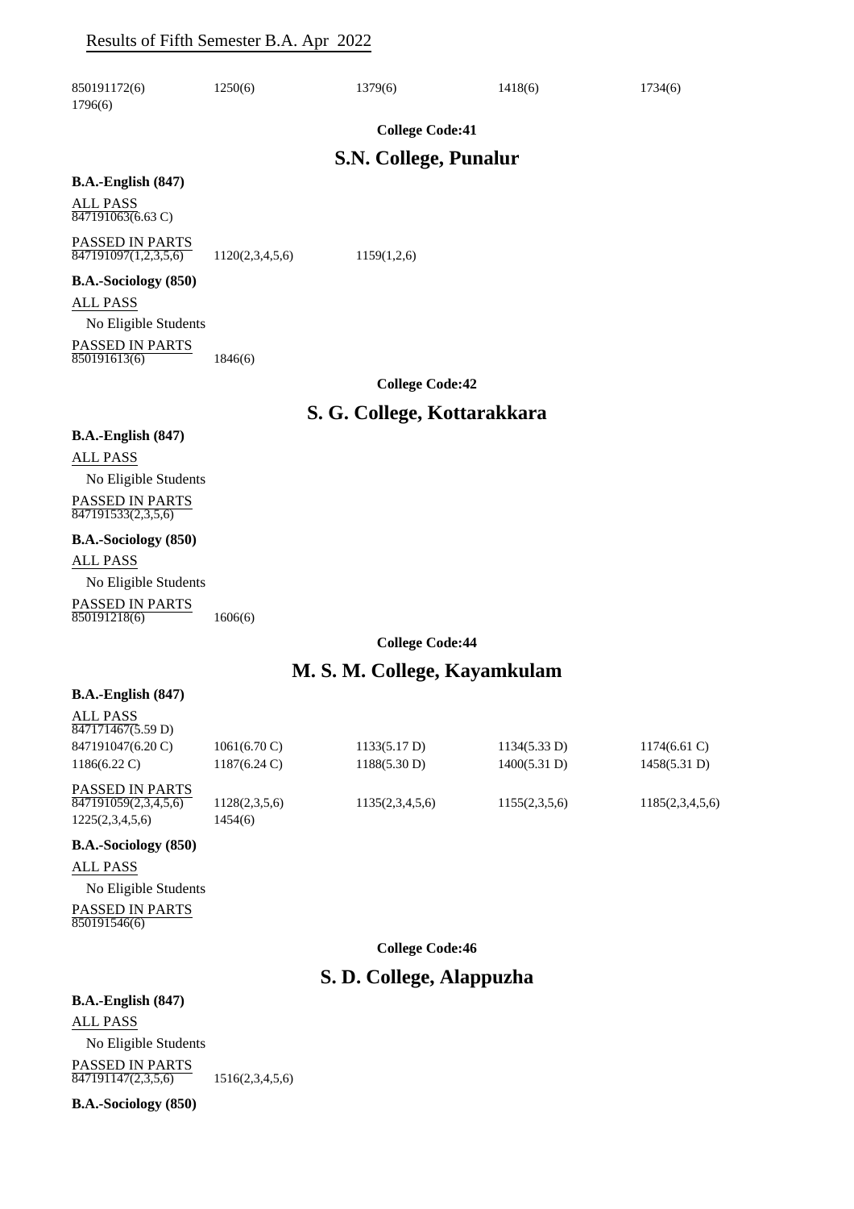850191172(6) 1250(6) 1379(6) 1418(6) 1734(6)
1796(6)

**College Code:41**

## S.N. College, Punalur

**B.A.-English (847)**

ALL PASS
847191063(6.63 C)

PASSED IN PARTS
847191097(1,2,3,5,6) 1120(2,3,4,5,6) 1159(1,2,6)

**B.A.-Sociology (850)**

ALL PASS
No Eligible Students

PASSED IN PARTS
850191613(6) 1846(6)

**College Code:42**

## S. G. College, Kottarakkara

**B.A.-English (847)**

ALL PASS
No Eligible Students

PASSED IN PARTS
847191533(2,3,5,6)

**B.A.-Sociology (850)**

ALL PASS
No Eligible Students

PASSED IN PARTS
850191218(6) 1606(6)

**College Code:44**

## M. S. M. College, Kayamkulam

**B.A.-English (847)**

ALL PASS
847171467(5.59 D)
847191047(6.20 C) 1061(6.70 C) 1133(5.17 D) 1134(5.33 D) 1174(6.61 C)
1186(6.22 C) 1187(6.24 C) 1188(5.30 D) 1400(5.31 D) 1458(5.31 D)

PASSED IN PARTS
847191059(2,3,4,5,6) 1128(2,3,5,6) 1135(2,3,4,5,6) 1155(2,3,5,6) 1185(2,3,4,5,6)
1225(2,3,4,5,6) 1454(6)

**B.A.-Sociology (850)**

ALL PASS
No Eligible Students

PASSED IN PARTS
850191546(6)

**College Code:46**

## S. D. College, Alappuzha

**B.A.-English (847)**

ALL PASS
No Eligible Students

PASSED IN PARTS
847191147(2,3,5,6) 1516(2,3,4,5,6)

**B.A.-Sociology (850)**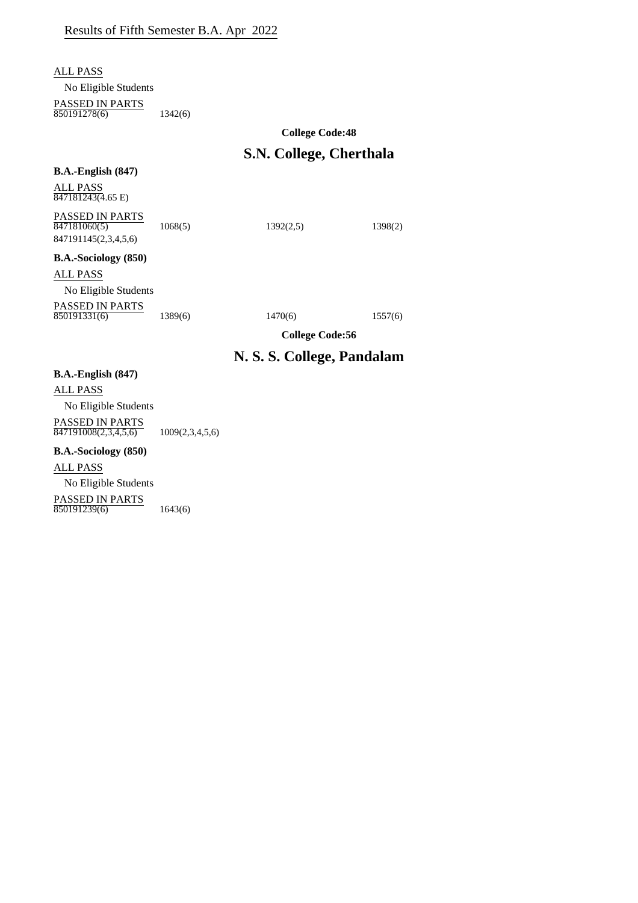Results of Fifth Semester B.A. Apr 2022

ALL PASS

No Eligible Students

PASSED IN PARTS

850191278(6) 1342(6)

**College Code:48**

## S.N. College, Cherthala

**B.A.-English (847)**

ALL PASS

847181243(4.65 E)

PASSED IN PARTS

847181060(5) 1068(5) 1392(2,5) 1398(2)

847191145(2,3,4,5,6)

**B.A.-Sociology (850)**

ALL PASS

No Eligible Students

PASSED IN PARTS

850191331(6) 1389(6) 1470(6) 1557(6)

**College Code:56**

## N. S. S. College, Pandalam

**B.A.-English (847)**

ALL PASS

No Eligible Students

PASSED IN PARTS

847191008(2,3,4,5,6) 1009(2,3,4,5,6)

**B.A.-Sociology (850)**

ALL PASS

No Eligible Students

PASSED IN PARTS

850191239(6) 1643(6)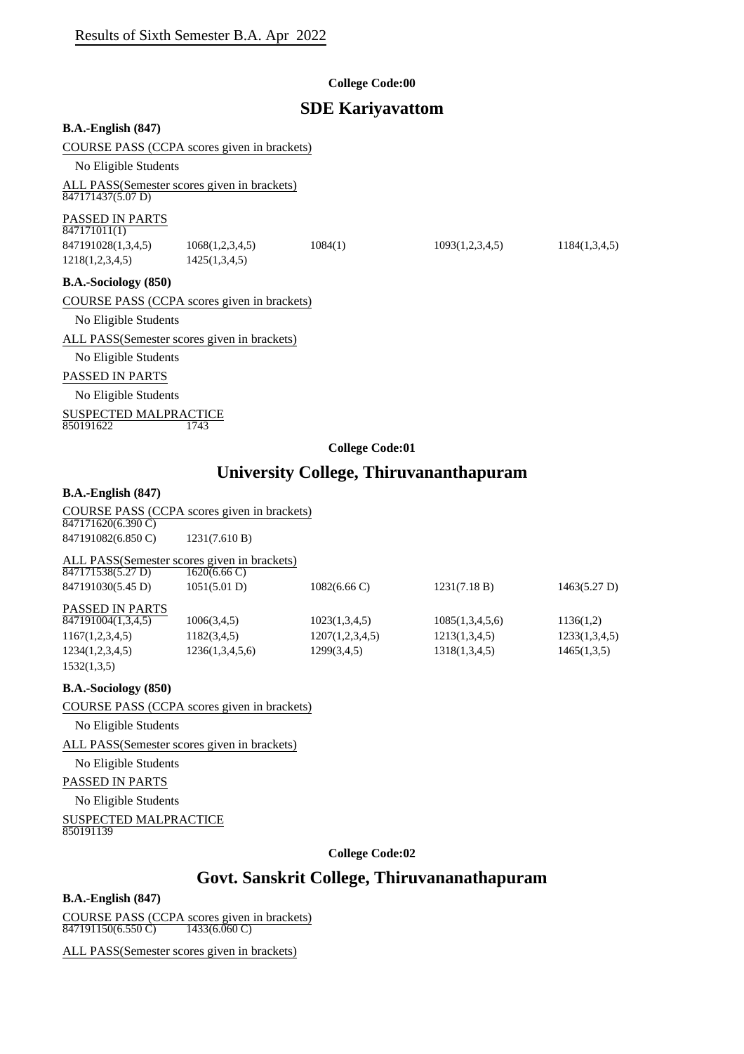Results of Sixth Semester B.A. Apr 2022

**College Code:00**

## SDE Kariyavattom

**B.A.-English (847)**

COURSE PASS (CCPA scores given in brackets)

No Eligible Students

ALL PASS(Semester scores given in brackets)

847171437(5.07 D)

PASSED IN PARTS

847171011(1)

| | | | | |
|---|---|---|---|---|
| 847191028(1,3,4,5) | 1068(1,2,3,4,5) | 1084(1) | 1093(1,2,3,4,5) | 1184(1,3,4,5) |
| 1218(1,2,3,4,5) | 1425(1,3,4,5) | | | |

**B.A.-Sociology (850)**

COURSE PASS (CCPA scores given in brackets)

No Eligible Students

ALL PASS(Semester scores given in brackets)

No Eligible Students

PASSED IN PARTS

No Eligible Students

SUSPECTED MALPRACTICE

850191622 1743

**College Code:01**

## University College, Thiruvananthapuram

**B.A.-English (847)**

COURSE PASS (CCPA scores given in brackets)

847171620(6.390 C)

847191082(6.850 C) 1231(7.610 B)

ALL PASS(Semester scores given in brackets)

847171538(5.27 D) 1620(6.66 C)

| | | | | |
|---|---|---|---|---|
| 847191030(5.45 D) | 1051(5.01 D) | 1082(6.66 C) | 1231(7.18 B) | 1463(5.27 D) |

PASSED IN PARTS

| | | | | |
|---|---|---|---|---|
| 847191004(1,3,4,5) | 1006(3,4,5) | 1023(1,3,4,5) | 1085(1,3,4,5,6) | 1136(1,2) |
| 1167(1,2,3,4,5) | 1182(3,4,5) | 1207(1,2,3,4,5) | 1213(1,3,4,5) | 1233(1,3,4,5) |
| 1234(1,2,3,4,5) | 1236(1,3,4,5,6) | 1299(3,4,5) | 1318(1,3,4,5) | 1465(1,3,5) |
| 1532(1,3,5) | | | | |

**B.A.-Sociology (850)**

COURSE PASS (CCPA scores given in brackets)

No Eligible Students

ALL PASS(Semester scores given in brackets)

No Eligible Students

PASSED IN PARTS

No Eligible Students

SUSPECTED MALPRACTICE

850191139

**College Code:02**

## Govt. Sanskrit College, Thiruvananathapuram

**B.A.-English (847)**

COURSE PASS (CCPA scores given in brackets)

847191150(6.550 C) 1433(6.060 C)

ALL PASS(Semester scores given in brackets)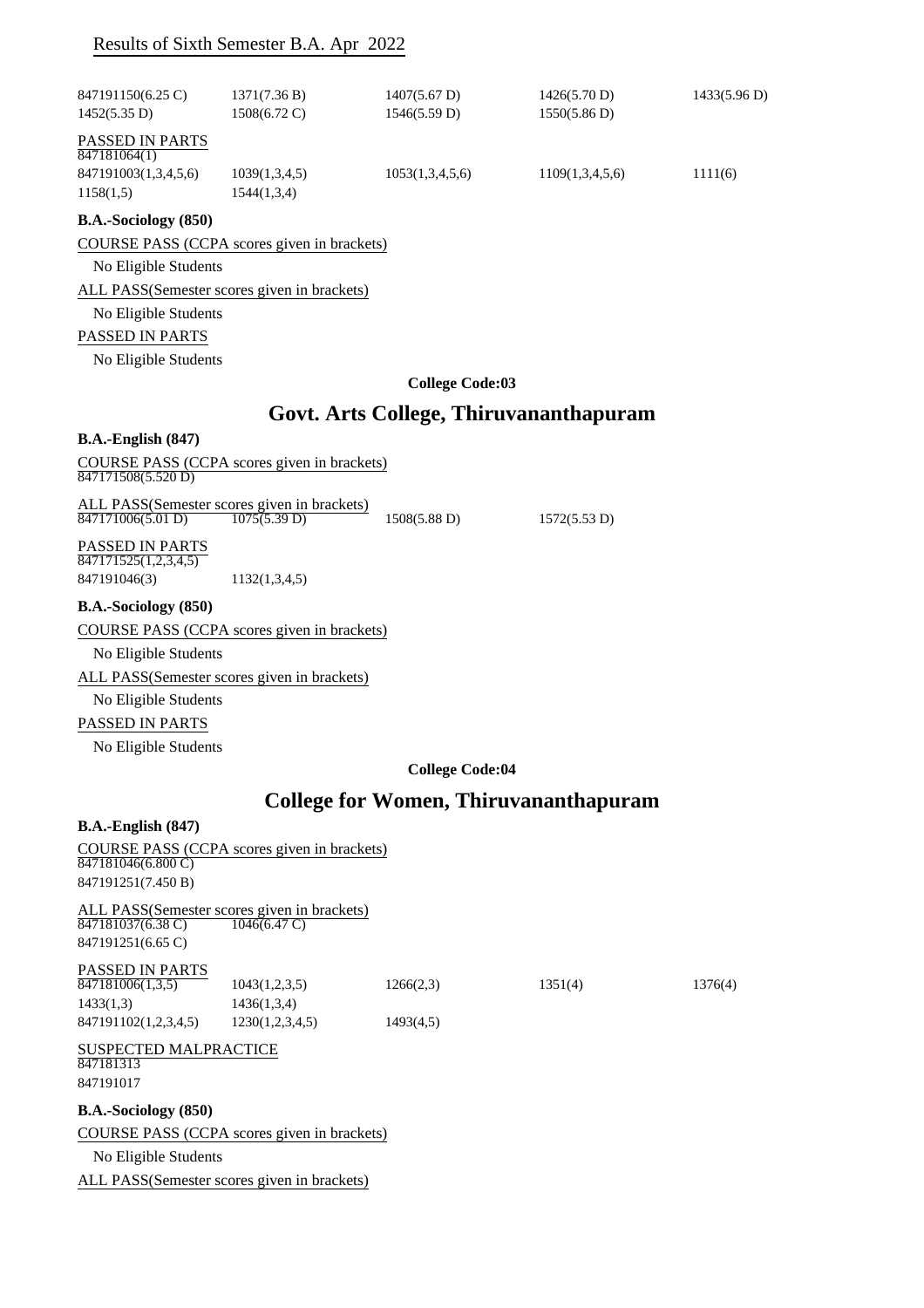Results of Sixth Semester B.A. Apr 2022

| | | | | |
|---|---|---|---|---|
| 847191150(6.25 C) | 1371(7.36 B) | 1407(5.67 D) | 1426(5.70 D) | 1433(5.96 D) |
| 1452(5.35 D) | 1508(6.72 C) | 1546(5.59 D) | 1550(5.86 D) | |

PASSED IN PARTS

847181064(1)

| | | | | |
|---|---|---|---|---|
| 847191003(1,3,4,5,6) | 1039(1,3,4,5) | 1053(1,3,4,5,6) | 1109(1,3,4,5,6) | 1111(6) |
| 1158(1,5) | 1544(1,3,4) | | | |

**B.A.-Sociology (850)**

COURSE PASS (CCPA scores given in brackets)

No Eligible Students

ALL PASS(Semester scores given in brackets)

No Eligible Students

PASSED IN PARTS

No Eligible Students

**College Code:03**

## Govt. Arts College, Thiruvananthapuram

**B.A.-English (847)**

COURSE PASS (CCPA scores given in brackets)

847171508(5.520 D)

ALL PASS(Semester scores given in brackets)

| | | | |
|---|---|---|---|
| 847171006(5.01 D) | 1075(5.39 D) | 1508(5.88 D) | 1572(5.53 D) |

PASSED IN PARTS

847171525(1,2,3,4,5)

| | |
|---|---|
| 847191046(3) | 1132(1,3,4,5) |

**B.A.-Sociology (850)**

COURSE PASS (CCPA scores given in brackets)

No Eligible Students

ALL PASS(Semester scores given in brackets)

No Eligible Students

PASSED IN PARTS

No Eligible Students

**College Code:04**

## College for Women, Thiruvananthapuram

**B.A.-English (847)**

COURSE PASS (CCPA scores given in brackets)

847181046(6.800 C)

847191251(7.450 B)

ALL PASS(Semester scores given in brackets)

| | |
|---|---|
| 847181037(6.38 C) | 1046(6.47 C) |
| 847191251(6.65 C) | |

PASSED IN PARTS

| | | | | |
|---|---|---|---|---|
| 847181006(1,3,5) | 1043(1,2,3,5) | 1266(2,3) | 1351(4) | 1376(4) |
| 1433(1,3) | 1436(1,3,4) | | | |
| 847191102(1,2,3,4,5) | 1230(1,2,3,4,5) | 1493(4,5) | | |

SUSPECTED MALPRACTICE

847181313

847191017

**B.A.-Sociology (850)**

COURSE PASS (CCPA scores given in brackets)

No Eligible Students

ALL PASS(Semester scores given in brackets)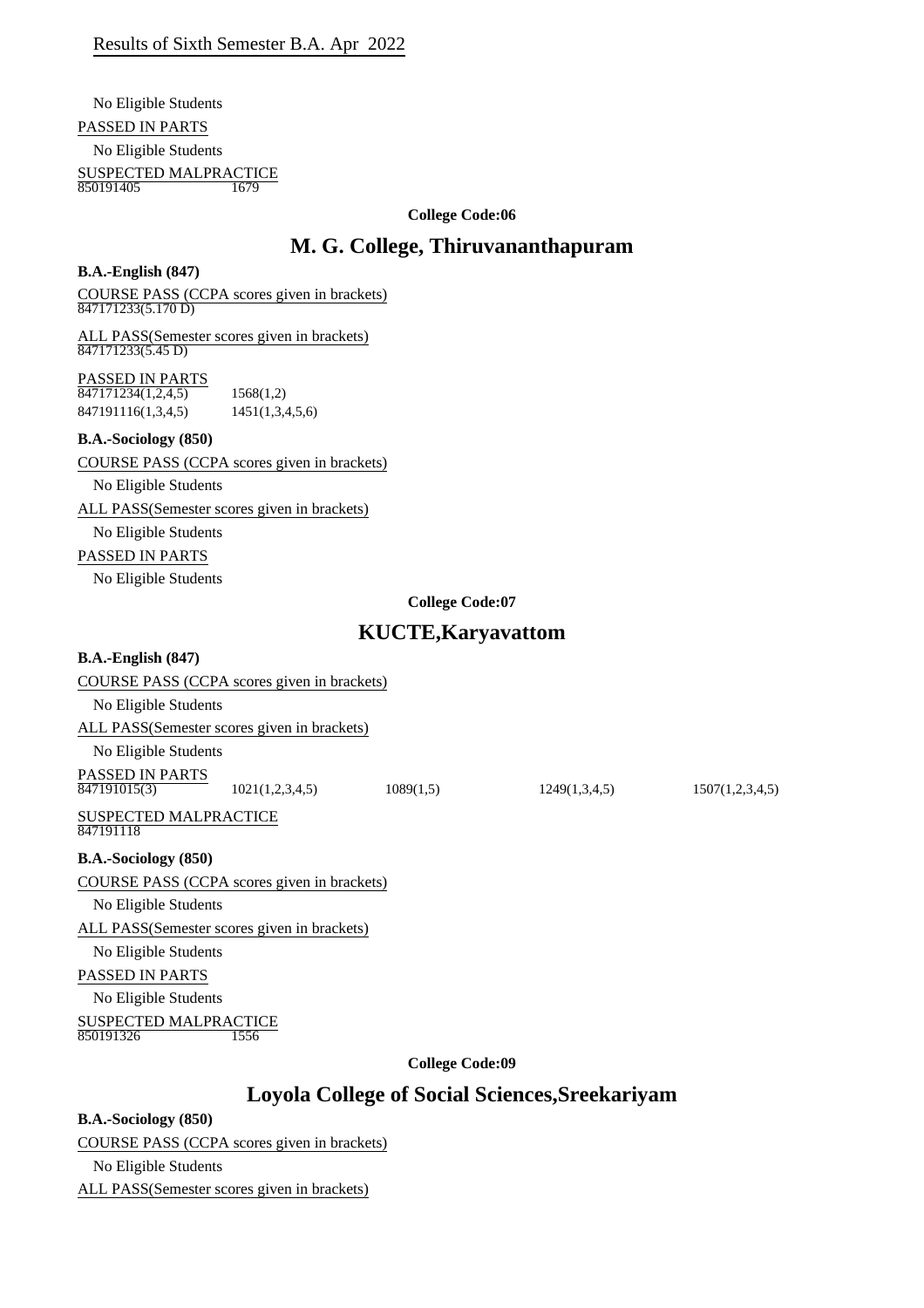No Eligible Students

PASSED IN PARTS

No Eligible Students

SUSPECTED MALPRACTICE

850191405 1679

**College Code:06**

## M. G. College, Thiruvananthapuram

**B.A.-English (847)**

COURSE PASS (CCPA scores given in brackets)

847171233(5.170 D)

ALL PASS(Semester scores given in brackets)

847171233(5.45 D)

PASSED IN PARTS

847171234(1,2,4,5) 1568(1,2)
847191116(1,3,4,5) 1451(1,3,4,5,6)

**B.A.-Sociology (850)**

COURSE PASS (CCPA scores given in brackets)

No Eligible Students

ALL PASS(Semester scores given in brackets)

No Eligible Students

PASSED IN PARTS

No Eligible Students

**College Code:07**

## KUCTE,Karyavattom

**B.A.-English (847)**

COURSE PASS (CCPA scores given in brackets)

No Eligible Students

ALL PASS(Semester scores given in brackets)

No Eligible Students

PASSED IN PARTS

847191015(3) 1021(1,2,3,4,5) 1089(1,5) 1249(1,3,4,5) 1507(1,2,3,4,5)

SUSPECTED MALPRACTICE

847191118

**B.A.-Sociology (850)**

COURSE PASS (CCPA scores given in brackets)

No Eligible Students

ALL PASS(Semester scores given in brackets)

No Eligible Students

PASSED IN PARTS

No Eligible Students

SUSPECTED MALPRACTICE

850191326 1556

**College Code:09**

## Loyola College of Social Sciences,Sreekariyam

**B.A.-Sociology (850)**

COURSE PASS (CCPA scores given in brackets)

No Eligible Students

ALL PASS(Semester scores given in brackets)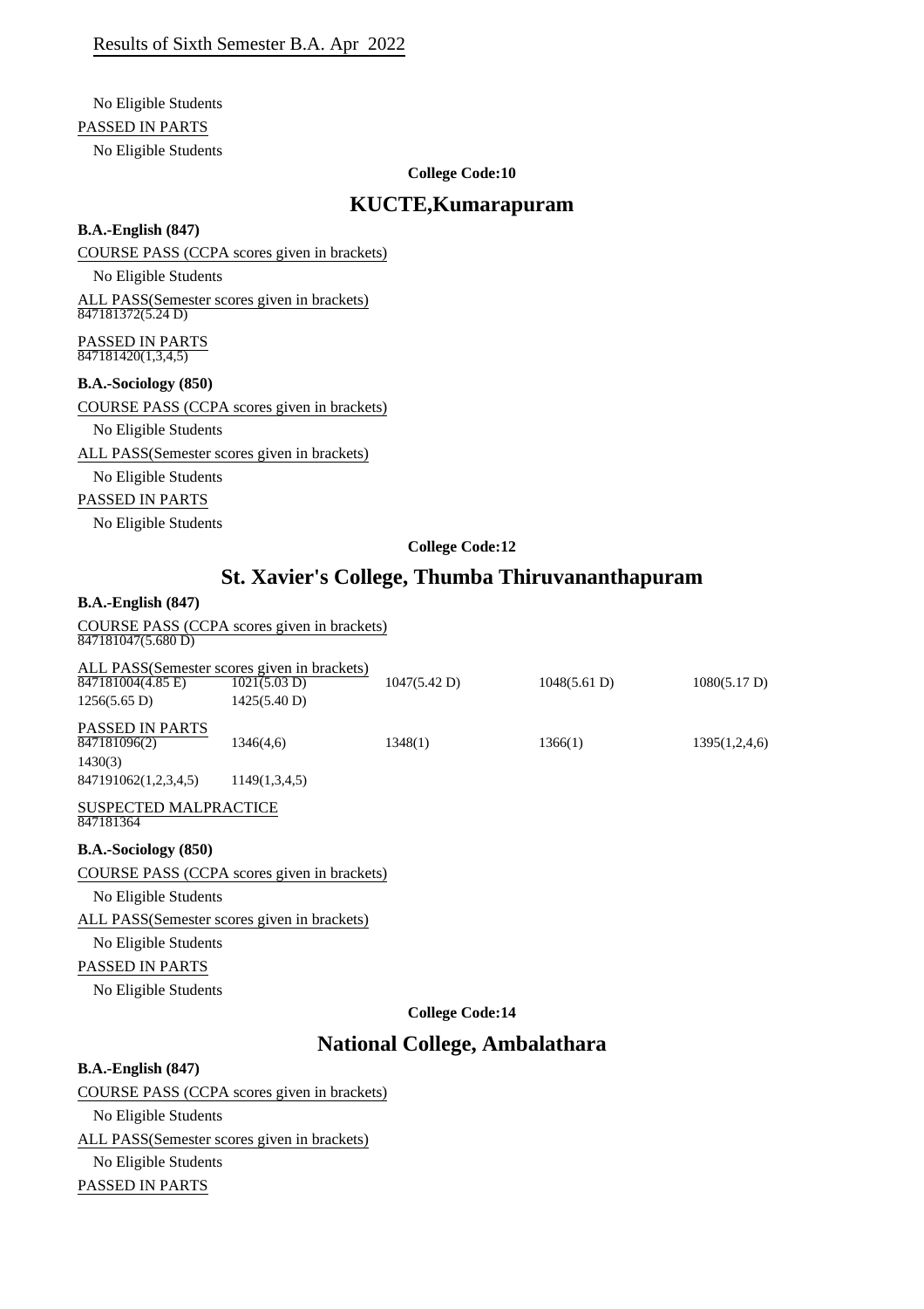Results of Sixth Semester B.A. Apr 2022

No Eligible Students

PASSED IN PARTS

No Eligible Students

**College Code:10**

## KUCTE,Kumarapuram

**B.A.-English (847)**

COURSE PASS (CCPA scores given in brackets)

No Eligible Students

ALL PASS(Semester scores given in brackets)

847181372(5.24 D)

PASSED IN PARTS

847181420(1,3,4,5)

**B.A.-Sociology (850)**

COURSE PASS (CCPA scores given in brackets)

No Eligible Students

ALL PASS(Semester scores given in brackets)

No Eligible Students

PASSED IN PARTS

No Eligible Students

**College Code:12**

## St. Xavier's College, Thumba Thiruvananthapuram

**B.A.-English (847)**

COURSE PASS (CCPA scores given in brackets)

847181047(5.680 D)

ALL PASS(Semester scores given in brackets)

847181004(4.85 E) 1021(5.03 D) 1047(5.42 D) 1048(5.61 D) 1080(5.17 D)
1256(5.65 D) 1425(5.40 D)

PASSED IN PARTS

847181096(2) 1346(4,6) 1348(1) 1366(1) 1395(1,2,4,6)
1430(3)
847191062(1,2,3,4,5) 1149(1,3,4,5)

SUSPECTED MALPRACTICE

847181364

**B.A.-Sociology (850)**

COURSE PASS (CCPA scores given in brackets)

No Eligible Students

ALL PASS(Semester scores given in brackets)

No Eligible Students

PASSED IN PARTS

No Eligible Students

**College Code:14**

## National College, Ambalathara

**B.A.-English (847)**

COURSE PASS (CCPA scores given in brackets)

No Eligible Students

ALL PASS(Semester scores given in brackets)

No Eligible Students

PASSED IN PARTS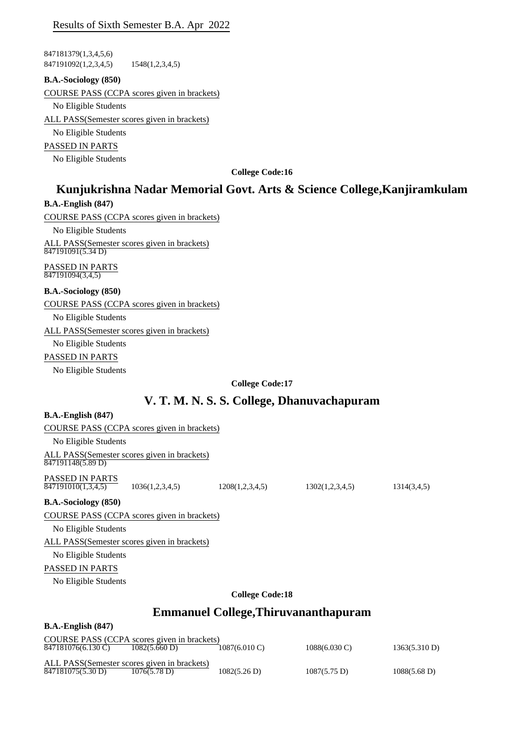Results of Sixth Semester B.A. Apr 2022

847181379(1,3,4,5,6)
847191092(1,2,3,4,5) 1548(1,2,3,4,5)

**B.A.-Sociology (850)**

COURSE PASS (CCPA scores given in brackets)

No Eligible Students

ALL PASS(Semester scores given in brackets)

No Eligible Students

PASSED IN PARTS

No Eligible Students

**College Code:16**

## Kunjukrishna Nadar Memorial Govt. Arts & Science College,Kanjiramkulam

**B.A.-English (847)**

COURSE PASS (CCPA scores given in brackets)

No Eligible Students

ALL PASS(Semester scores given in brackets)
847191091(5.34 D)

PASSED IN PARTS
847191094(3,4,5)

**B.A.-Sociology (850)**

COURSE PASS (CCPA scores given in brackets)

No Eligible Students

ALL PASS(Semester scores given in brackets)

No Eligible Students

PASSED IN PARTS

No Eligible Students

**College Code:17**

## V. T. M. N. S. S. College, Dhanuvachapuram

**B.A.-English (847)**

COURSE PASS (CCPA scores given in brackets)

No Eligible Students

ALL PASS(Semester scores given in brackets)
847191148(5.89 D)

PASSED IN PARTS
847191010(1,3,4,5) 1036(1,2,3,4,5) 1208(1,2,3,4,5) 1302(1,2,3,4,5) 1314(3,4,5)

**B.A.-Sociology (850)**

COURSE PASS (CCPA scores given in brackets)

No Eligible Students

ALL PASS(Semester scores given in brackets)

No Eligible Students

PASSED IN PARTS

No Eligible Students

**College Code:18**

## Emmanuel College,Thiruvananthapuram

**B.A.-English (847)**

COURSE PASS (CCPA scores given in brackets)
847181076(6.130 C) 1082(5.660 D) 1087(6.010 C) 1088(6.030 C) 1363(5.310 D)

ALL PASS(Semester scores given in brackets)
847181075(5.30 D) 1076(5.78 D) 1082(5.26 D) 1087(5.75 D) 1088(5.68 D)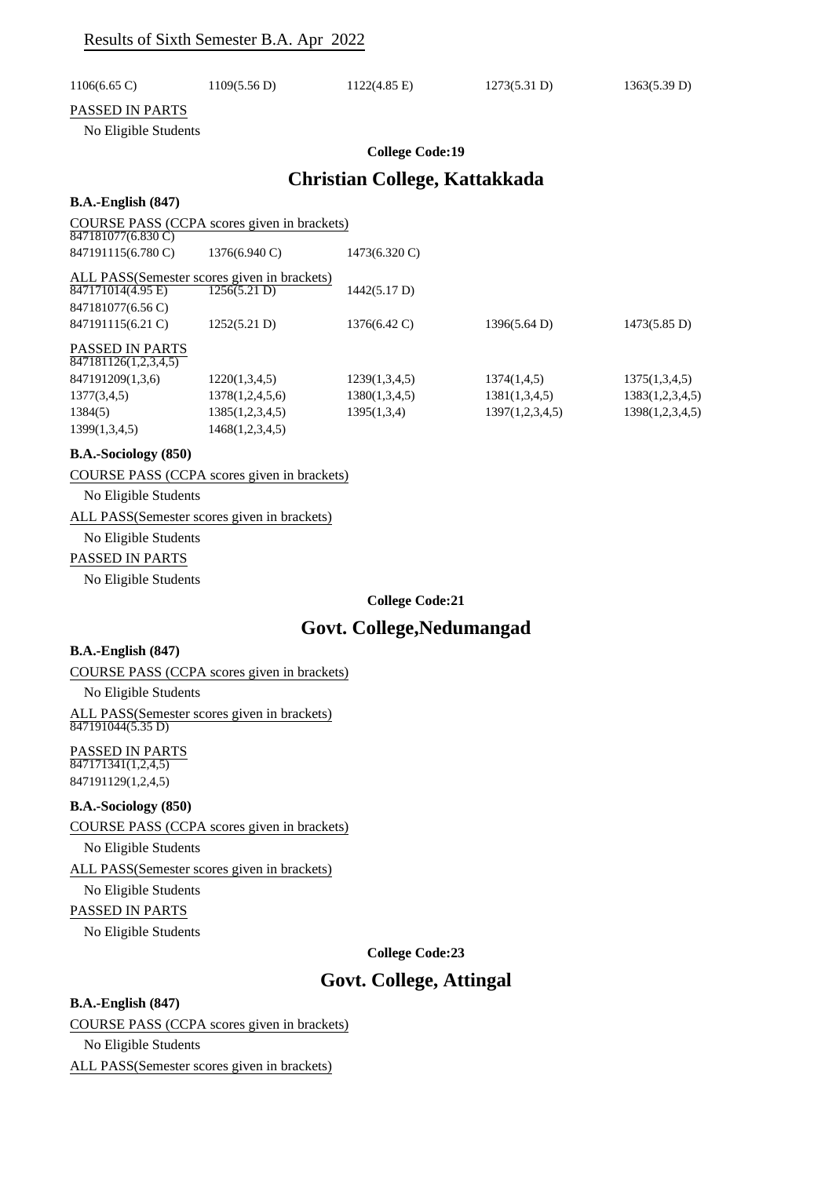Results of Sixth Semester B.A. Apr 2022

1106(6.65 C) 1109(5.56 D) 1122(4.85 E) 1273(5.31 D) 1363(5.39 D)

PASSED IN PARTS

No Eligible Students

**College Code:19**

## Christian College, Kattakkada

**B.A.-English (847)**

COURSE PASS (CCPA scores given in brackets)

847181077(6.830 C)
847191115(6.780 C) 1376(6.940 C) 1473(6.320 C)

ALL PASS(Semester scores given in brackets)

847171014(4.95 E) 1256(5.21 D) 1442(5.17 D)
847181077(6.56 C)
847191115(6.21 C) 1252(5.21 D) 1376(6.42 C) 1396(5.64 D) 1473(5.85 D)

PASSED IN PARTS

847181126(1,2,3,4,5)
847191209(1,3,6) 1220(1,3,4,5) 1239(1,3,4,5) 1374(1,4,5) 1375(1,3,4,5)
1377(3,4,5) 1378(1,2,4,5,6) 1380(1,3,4,5) 1381(1,3,4,5) 1383(1,2,3,4,5)
1384(5) 1385(1,2,3,4,5) 1395(1,3,4) 1397(1,2,3,4,5) 1398(1,2,3,4,5)
1399(1,3,4,5) 1468(1,2,3,4,5)

**B.A.-Sociology (850)**

COURSE PASS (CCPA scores given in brackets)

No Eligible Students

ALL PASS(Semester scores given in brackets)

No Eligible Students

PASSED IN PARTS

No Eligible Students

**College Code:21**

## Govt. College,Nedumangad

**B.A.-English (847)**

COURSE PASS (CCPA scores given in brackets)

No Eligible Students

ALL PASS(Semester scores given in brackets)

847191044(5.35 D)

PASSED IN PARTS

847171341(1,2,4,5)
847191129(1,2,4,5)

**B.A.-Sociology (850)**

COURSE PASS (CCPA scores given in brackets)

No Eligible Students

ALL PASS(Semester scores given in brackets)

No Eligible Students

PASSED IN PARTS

No Eligible Students

**College Code:23**

## Govt. College, Attingal

**B.A.-English (847)**

COURSE PASS (CCPA scores given in brackets)

No Eligible Students

ALL PASS(Semester scores given in brackets)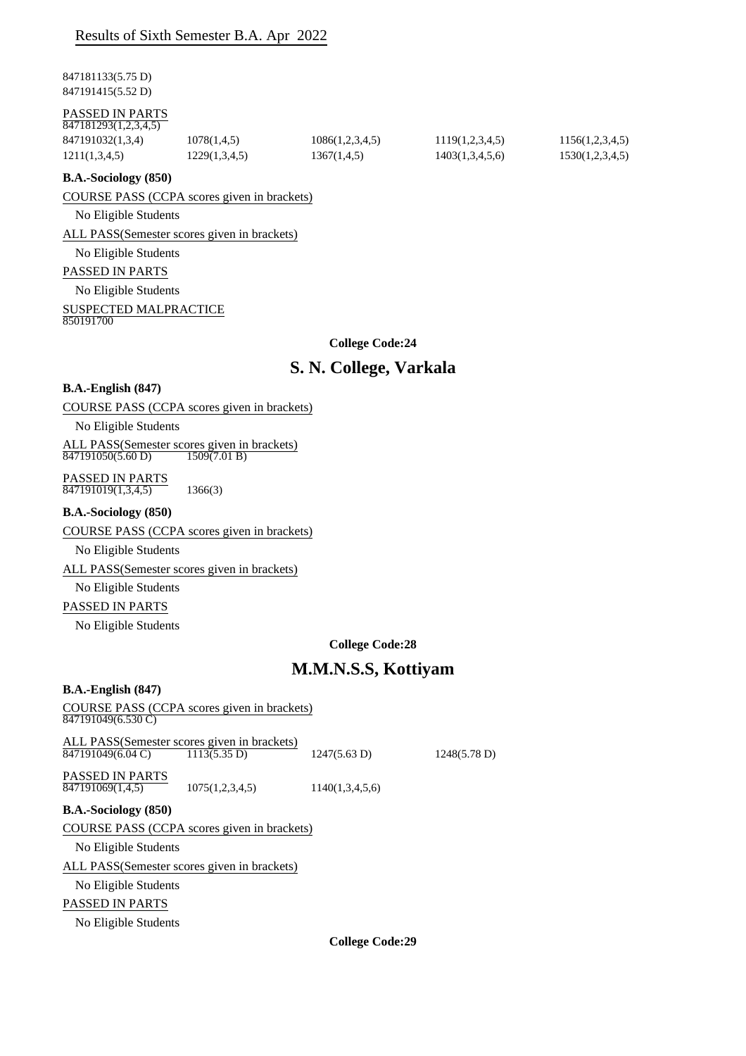847181133(5.75 D)
847191415(5.52 D)

PASSED IN PARTS

847181293(1,2,3,4,5)

| | | | | |
|---|---|---|---|---|
| 847191032(1,3,4) | 1078(1,4,5) | 1086(1,2,3,4,5) | 1119(1,2,3,4,5) | 1156(1,2,3,4,5) |
| 1211(1,3,4,5) | 1229(1,3,4,5) | 1367(1,4,5) | 1403(1,3,4,5,6) | 1530(1,2,3,4,5) |

**B.A.-Sociology (850)**

COURSE PASS (CCPA scores given in brackets)

No Eligible Students

ALL PASS(Semester scores given in brackets)

No Eligible Students

PASSED IN PARTS

No Eligible Students

SUSPECTED MALPRACTICE

850191700

**College Code:24**

## S. N. College, Varkala

**B.A.-English (847)**

COURSE PASS (CCPA scores given in brackets)

No Eligible Students

ALL PASS(Semester scores given in brackets)

847191050(5.60 D)　1509(7.01 B)

PASSED IN PARTS

847191019(1,3,4,5)　1366(3)

**B.A.-Sociology (850)**

COURSE PASS (CCPA scores given in brackets)

No Eligible Students

ALL PASS(Semester scores given in brackets)

No Eligible Students

PASSED IN PARTS

No Eligible Students

**College Code:28**

## M.M.N.S.S, Kottiyam

**B.A.-English (847)**

COURSE PASS (CCPA scores given in brackets)

847191049(6.530 C)

ALL PASS(Semester scores given in brackets)

847191049(6.04 C)　1113(5.35 D)　1247(5.63 D)　1248(5.78 D)

PASSED IN PARTS

847191069(1,4,5)　1075(1,2,3,4,5)　1140(1,3,4,5,6)

**B.A.-Sociology (850)**

COURSE PASS (CCPA scores given in brackets)

No Eligible Students

ALL PASS(Semester scores given in brackets)

No Eligible Students

PASSED IN PARTS

No Eligible Students

**College Code:29**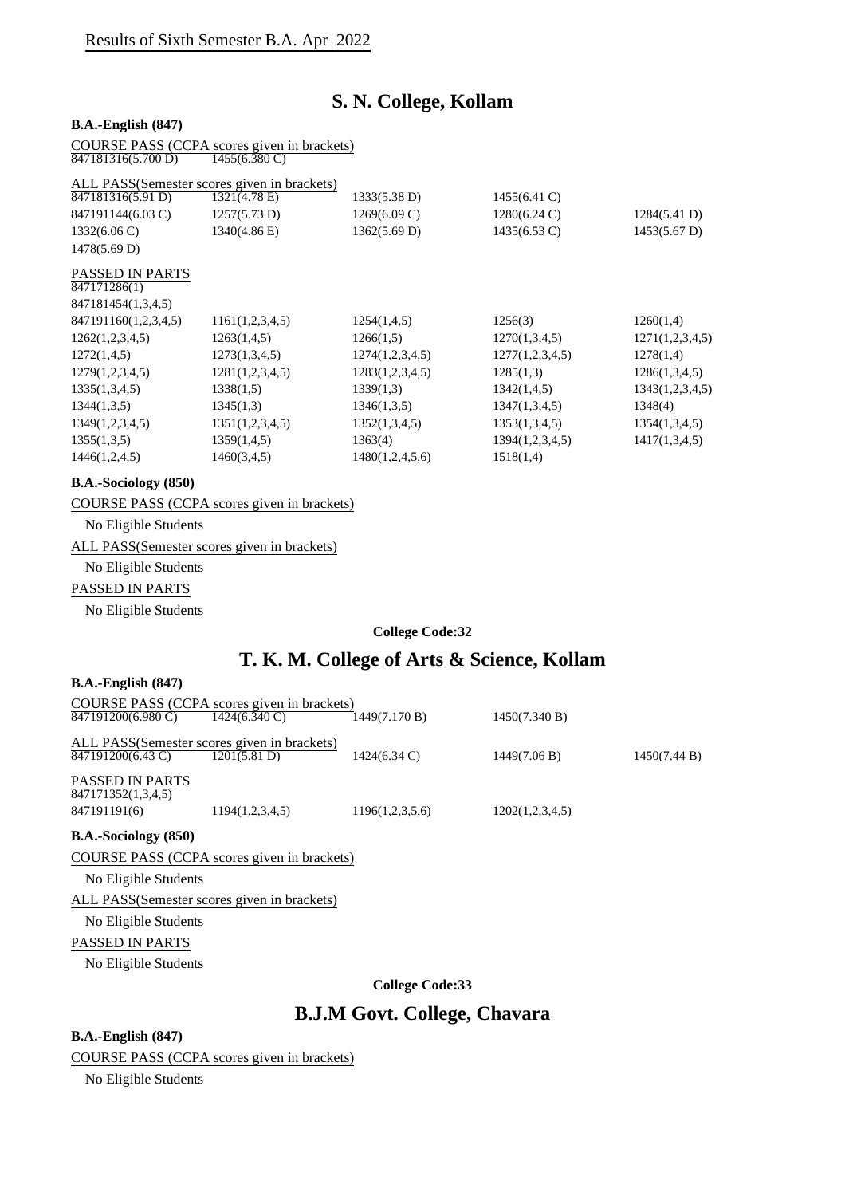Results of Sixth Semester B.A. Apr 2022

## S. N. College, Kollam

**B.A.-English (847)**

COURSE PASS (CCPA scores given in brackets)

847181316(5.700 D) 1455(6.380 C)

ALL PASS(Semester scores given in brackets)

847181316(5.91 D) 1321(4.78 E) 1333(5.38 D) 1455(6.41 C)
847191144(6.03 C) 1257(5.73 D) 1269(6.09 C) 1280(6.24 C) 1284(5.41 D)
1332(6.06 C) 1340(4.86 E) 1362(5.69 D) 1435(6.53 C) 1453(5.67 D)
1478(5.69 D)

PASSED IN PARTS

847171286(1)
847181454(1,3,4,5)
847191160(1,2,3,4,5) 1161(1,2,3,4,5) 1254(1,4,5) 1256(3) 1260(1,4)
1262(1,2,3,4,5) 1263(1,4,5) 1266(1,5) 1270(1,3,4,5) 1271(1,2,3,4,5)
1272(1,4,5) 1273(1,3,4,5) 1274(1,2,3,4,5) 1277(1,2,3,4,5) 1278(1,4)
1279(1,2,3,4,5) 1281(1,2,3,4,5) 1283(1,2,3,4,5) 1285(1,3) 1286(1,3,4,5)
1335(1,3,4,5) 1338(1,5) 1339(1,3) 1342(1,4,5) 1343(1,2,3,4,5)
1344(1,3,5) 1345(1,3) 1346(1,3,5) 1347(1,3,4,5) 1348(4)
1349(1,2,3,4,5) 1351(1,2,3,4,5) 1352(1,3,4,5) 1353(1,3,4,5) 1354(1,3,4,5)
1355(1,3,5) 1359(1,4,5) 1363(4) 1394(1,2,3,4,5) 1417(1,3,4,5)
1446(1,2,4,5) 1460(3,4,5) 1480(1,2,4,5,6) 1518(1,4)

**B.A.-Sociology (850)**

COURSE PASS (CCPA scores given in brackets)

No Eligible Students

ALL PASS(Semester scores given in brackets)

No Eligible Students

PASSED IN PARTS

No Eligible Students

**College Code:32**

## T. K. M. College of Arts & Science, Kollam

**B.A.-English (847)**

COURSE PASS (CCPA scores given in brackets)

847191200(6.980 C) 1424(6.340 C) 1449(7.170 B) 1450(7.340 B)

ALL PASS(Semester scores given in brackets)

847191200(6.43 C) 1201(5.81 D) 1424(6.34 C) 1449(7.06 B) 1450(7.44 B)

PASSED IN PARTS

847171352(1,3,4,5)
847191191(6) 1194(1,2,3,4,5) 1196(1,2,3,5,6) 1202(1,2,3,4,5)

**B.A.-Sociology (850)**

COURSE PASS (CCPA scores given in brackets)

No Eligible Students

ALL PASS(Semester scores given in brackets)

No Eligible Students

PASSED IN PARTS

No Eligible Students

**College Code:33**

## B.J.M Govt. College, Chavara

**B.A.-English (847)**

COURSE PASS (CCPA scores given in brackets)

No Eligible Students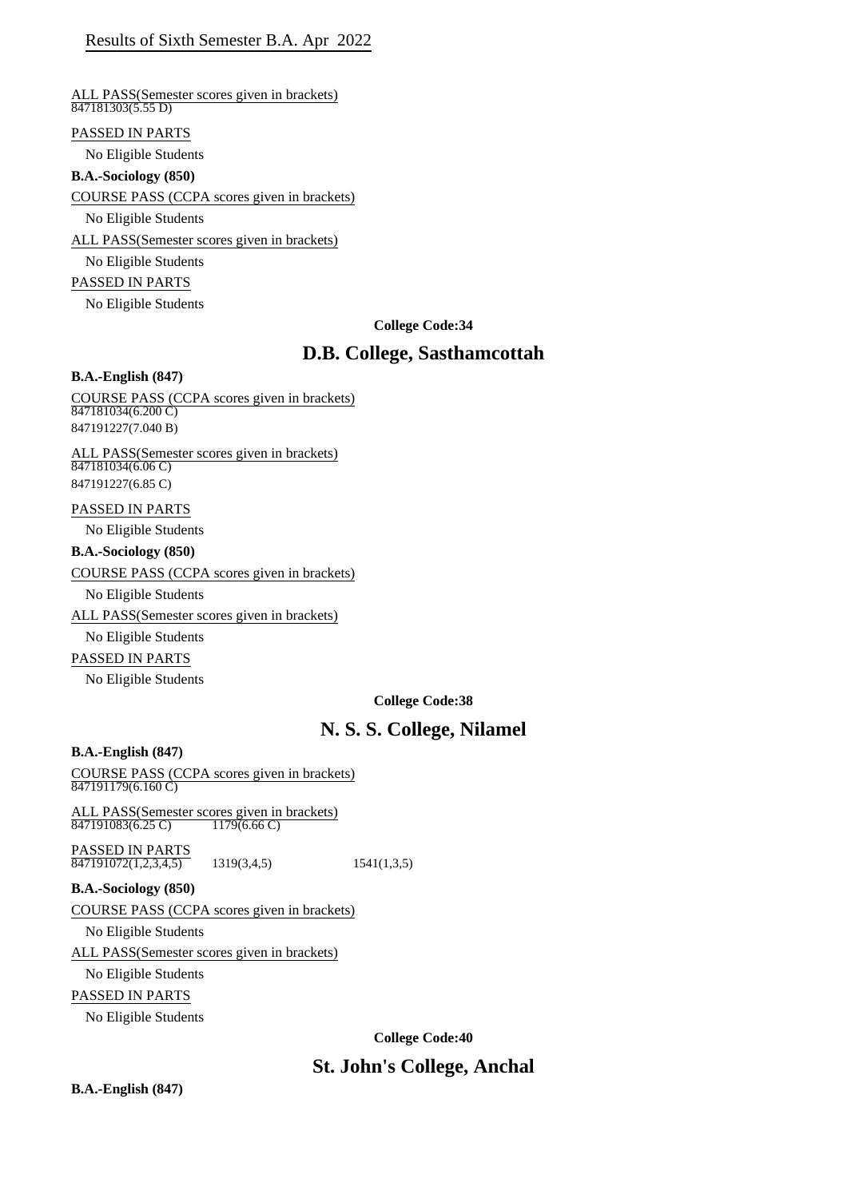Results of Sixth Semester B.A. Apr 2022

ALL PASS(Semester scores given in brackets)
847181303(5.55 D)

PASSED IN PARTS

No Eligible Students

**B.A.-Sociology (850)**

COURSE PASS (CCPA scores given in brackets)

No Eligible Students

ALL PASS(Semester scores given in brackets)

No Eligible Students

PASSED IN PARTS

No Eligible Students

**College Code:34**

## D.B. College, Sasthamcottah

**B.A.-English (847)**

COURSE PASS (CCPA scores given in brackets)
847181034(6.200 C)
847191227(7.040 B)

ALL PASS(Semester scores given in brackets)
847181034(6.06 C)
847191227(6.85 C)

PASSED IN PARTS

No Eligible Students

**B.A.-Sociology (850)**

COURSE PASS (CCPA scores given in brackets)

No Eligible Students

ALL PASS(Semester scores given in brackets)

No Eligible Students

PASSED IN PARTS

No Eligible Students

**College Code:38**

## N. S. S. College, Nilamel

**B.A.-English (847)**

COURSE PASS (CCPA scores given in brackets)
847191179(6.160 C)

ALL PASS(Semester scores given in brackets)
847191083(6.25 C) 1179(6.66 C)

PASSED IN PARTS
847191072(1,2,3,4,5) 1319(3,4,5) 1541(1,3,5)

**B.A.-Sociology (850)**

COURSE PASS (CCPA scores given in brackets)

No Eligible Students

ALL PASS(Semester scores given in brackets)

No Eligible Students

PASSED IN PARTS

No Eligible Students

**College Code:40**

## St. John's College, Anchal

**B.A.-English (847)**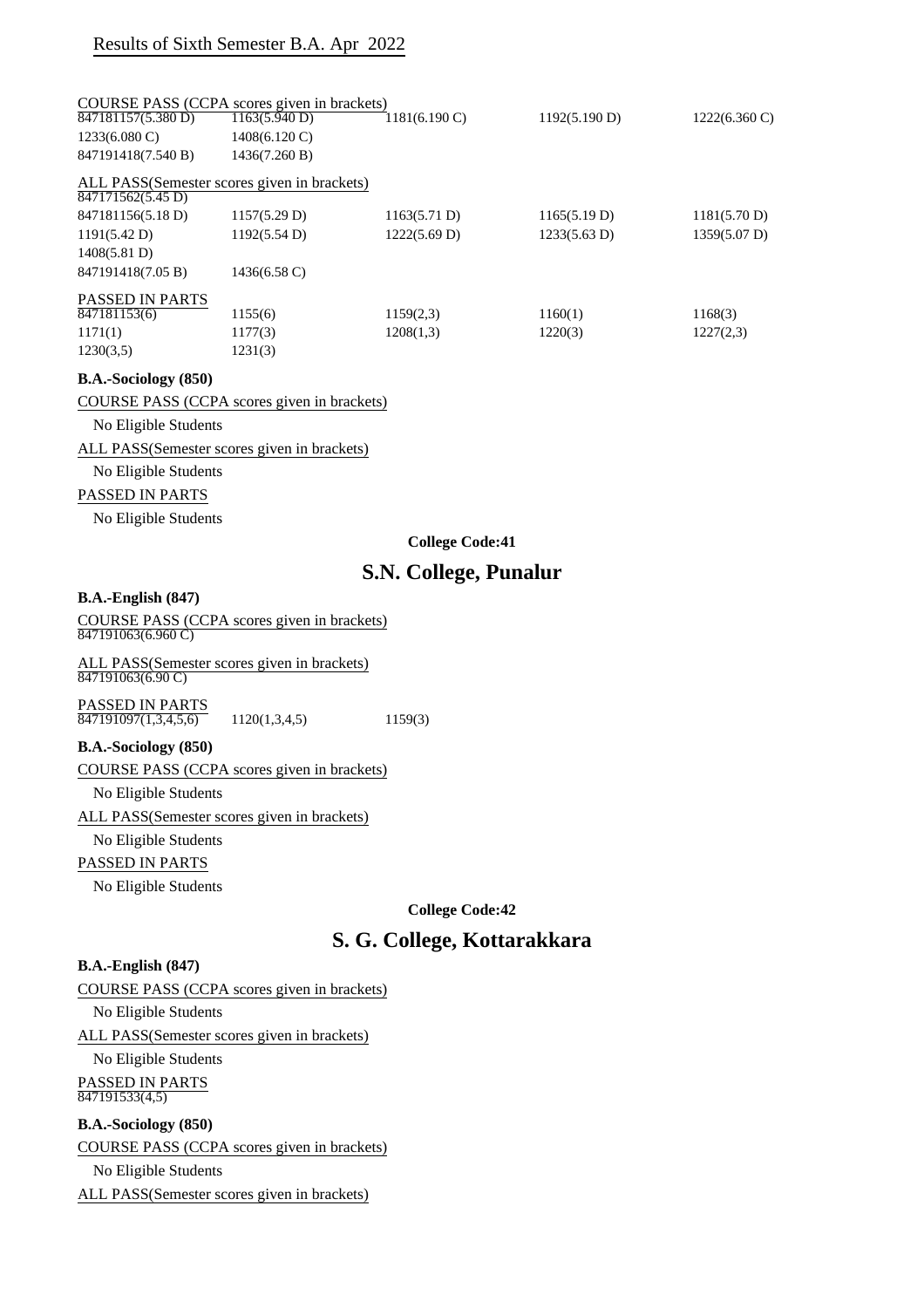## Results of Sixth Semester B.A. Apr 2022

COURSE PASS (CCPA scores given in brackets)

| | | | | |
|---|---|---|---|---|
| 847181157(5.380 D) | 1163(5.940 D) | 1181(6.190 C) | 1192(5.190 D) | 1222(6.360 C) |
| 1233(6.080 C) | 1408(6.120 C) | | | |
| 847191418(7.540 B) | 1436(7.260 B) | | | |

ALL PASS(Semester scores given in brackets)

| | | | | |
|---|---|---|---|---|
| 847171562(5.45 D) | | | | |
| 847181156(5.18 D) | 1157(5.29 D) | 1163(5.71 D) | 1165(5.19 D) | 1181(5.70 D) |
| 1191(5.42 D) | 1192(5.54 D) | 1222(5.69 D) | 1233(5.63 D) | 1359(5.07 D) |
| 1408(5.81 D) | | | | |
| 847191418(7.05 B) | 1436(6.58 C) | | | |

PASSED IN PARTS

| | | | | |
|---|---|---|---|---|
| 847181153(6) | 1155(6) | 1159(2,3) | 1160(1) | 1168(3) |
| 1171(1) | 1177(3) | 1208(1,3) | 1220(3) | 1227(2,3) |
| 1230(3,5) | 1231(3) | | | |

**B.A.-Sociology (850)**

COURSE PASS (CCPA scores given in brackets)

No Eligible Students

ALL PASS(Semester scores given in brackets)

No Eligible Students

PASSED IN PARTS

No Eligible Students

**College Code:41**

## S.N. College, Punalur

**B.A.-English (847)**

COURSE PASS (CCPA scores given in brackets)

847191063(6.960 C)

ALL PASS(Semester scores given in brackets)

847191063(6.90 C)

PASSED IN PARTS

| | | |
|---|---|---|
| 847191097(1,3,4,5,6) | 1120(1,3,4,5) | 1159(3) |

**B.A.-Sociology (850)**

COURSE PASS (CCPA scores given in brackets)

No Eligible Students

ALL PASS(Semester scores given in brackets)

No Eligible Students

PASSED IN PARTS

No Eligible Students

**College Code:42**

## S. G. College, Kottarakkara

**B.A.-English (847)**

COURSE PASS (CCPA scores given in brackets)

No Eligible Students

ALL PASS(Semester scores given in brackets)

No Eligible Students

PASSED IN PARTS

847191533(4,5)

**B.A.-Sociology (850)**

COURSE PASS (CCPA scores given in brackets)

No Eligible Students

ALL PASS(Semester scores given in brackets)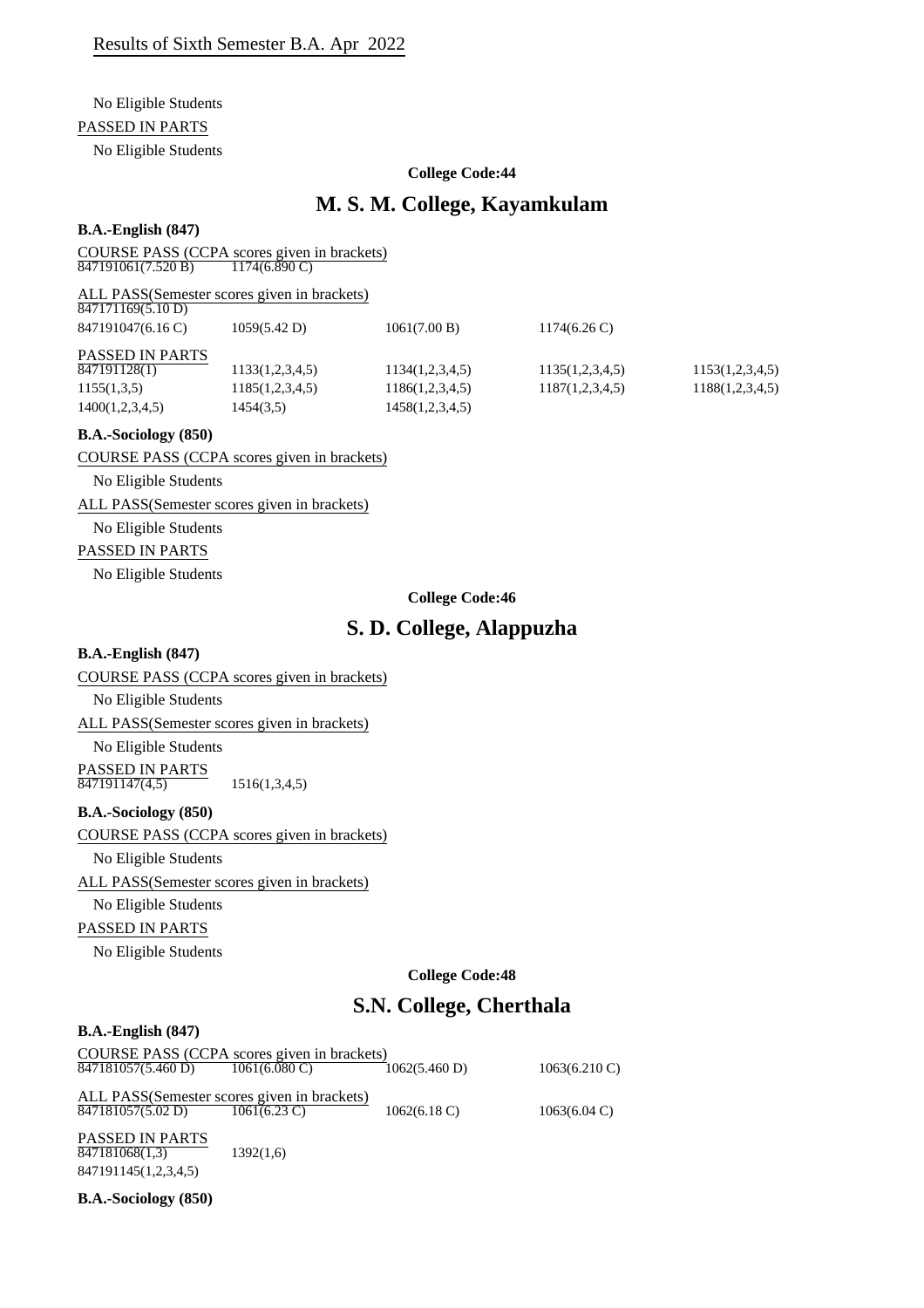Results of Sixth Semester B.A. Apr 2022

No Eligible Students

PASSED IN PARTS

No Eligible Students

**College Code:44**

## M. S. M. College, Kayamkulam

**B.A.-English (847)**

COURSE PASS (CCPA scores given in brackets)

| | |
|---|---|
| 847191061(7.520 B) | 1174(6.890 C) |

ALL PASS(Semester scores given in brackets)

| | | | |
|---|---|---|---|
| 847171169(5.10 D) | | | |
| 847191047(6.16 C) | 1059(5.42 D) | 1061(7.00 B) | 1174(6.26 C) |

PASSED IN PARTS

| | | | | |
|---|---|---|---|---|
| 847191128(1) | 1133(1,2,3,4,5) | 1134(1,2,3,4,5) | 1135(1,2,3,4,5) | 1153(1,2,3,4,5) |
| 1155(1,3,5) | 1185(1,2,3,4,5) | 1186(1,2,3,4,5) | 1187(1,2,3,4,5) | 1188(1,2,3,4,5) |
| 1400(1,2,3,4,5) | 1454(3,5) | 1458(1,2,3,4,5) | | |

**B.A.-Sociology (850)**

COURSE PASS (CCPA scores given in brackets)

No Eligible Students

ALL PASS(Semester scores given in brackets)

No Eligible Students

PASSED IN PARTS

No Eligible Students

**College Code:46**

## S. D. College, Alappuzha

**B.A.-English (847)**

COURSE PASS (CCPA scores given in brackets)

No Eligible Students

ALL PASS(Semester scores given in brackets)

No Eligible Students

PASSED IN PARTS

| | |
|---|---|
| 847191147(4,5) | 1516(1,3,4,5) |

**B.A.-Sociology (850)**

COURSE PASS (CCPA scores given in brackets)

No Eligible Students

ALL PASS(Semester scores given in brackets)

No Eligible Students

PASSED IN PARTS

No Eligible Students

**College Code:48**

## S.N. College, Cherthala

**B.A.-English (847)**

COURSE PASS (CCPA scores given in brackets)

| | | | |
|---|---|---|---|
| 847181057(5.460 D) | 1061(6.080 C) | 1062(5.460 D) | 1063(6.210 C) |

ALL PASS(Semester scores given in brackets)

| | | | |
|---|---|---|---|
| 847181057(5.02 D) | 1061(6.23 C) | 1062(6.18 C) | 1063(6.04 C) |

PASSED IN PARTS

| | |
|---|---|
| 847181068(1,3) | 1392(1,6) |
| 847191145(1,2,3,4,5) | |

**B.A.-Sociology (850)**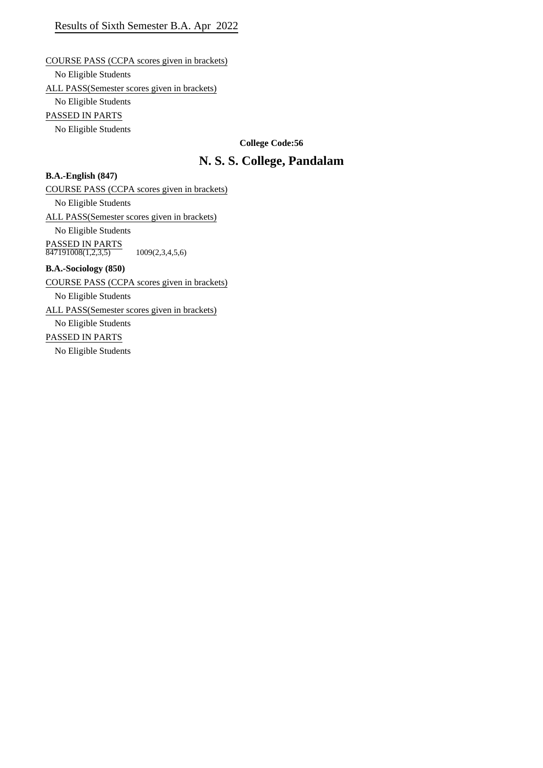## Results of Sixth Semester B.A. Apr 2022

COURSE PASS (CCPA scores given in brackets)

No Eligible Students

ALL PASS(Semester scores given in brackets)

No Eligible Students

PASSED IN PARTS

No Eligible Students

**College Code:56**

# N. S. S. College, Pandalam

**B.A.-English (847)**

COURSE PASS (CCPA scores given in brackets)

No Eligible Students

ALL PASS(Semester scores given in brackets)

No Eligible Students

PASSED IN PARTS

847191008(1,2,3,5)    1009(2,3,4,5,6)

**B.A.-Sociology (850)**

COURSE PASS (CCPA scores given in brackets)

No Eligible Students

ALL PASS(Semester scores given in brackets)

No Eligible Students

PASSED IN PARTS

No Eligible Students